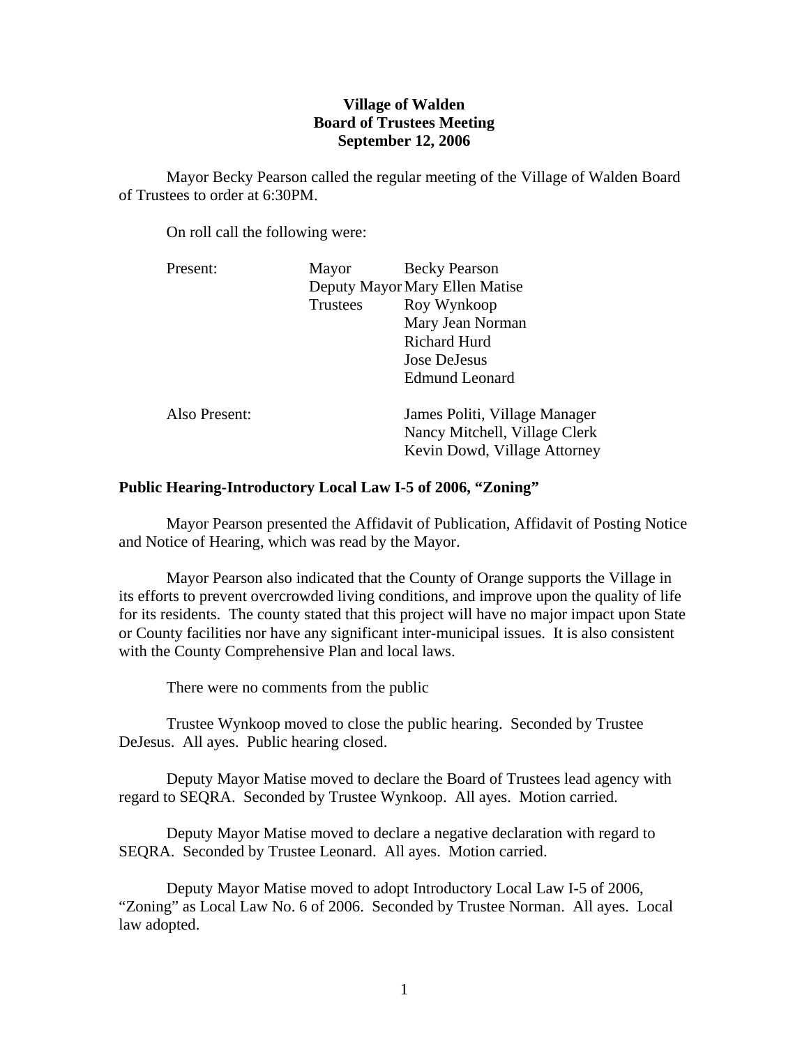**Village of Walden**
**Board of Trustees Meeting**
**September 12, 2006**

Mayor Becky Pearson called the regular meeting of the Village of Walden Board of Trustees to order at 6:30PM.

On roll call the following were:

| | | |
|---|---|---|
| Present: | Mayor | Becky Pearson |
| | Deputy Mayor | Mary Ellen Matise |
| | Trustees | Roy Wynkoop |
| | | Mary Jean Norman |
| | | Richard Hurd |
| | | Jose DeJesus |
| | | Edmund Leonard |
| Also Present: | | James Politi, Village Manager |
| | | Nancy Mitchell, Village Clerk |
| | | Kevin Dowd, Village Attorney |

**Public Hearing-Introductory Local Law I-5 of 2006, "Zoning"**

Mayor Pearson presented the Affidavit of Publication, Affidavit of Posting Notice and Notice of Hearing, which was read by the Mayor.

Mayor Pearson also indicated that the County of Orange supports the Village in its efforts to prevent overcrowded living conditions, and improve upon the quality of life for its residents. The county stated that this project will have no major impact upon State or County facilities nor have any significant inter-municipal issues. It is also consistent with the County Comprehensive Plan and local laws.

There were no comments from the public

Trustee Wynkoop moved to close the public hearing. Seconded by Trustee DeJesus. All ayes. Public hearing closed.

Deputy Mayor Matise moved to declare the Board of Trustees lead agency with regard to SEQRA. Seconded by Trustee Wynkoop. All ayes. Motion carried.

Deputy Mayor Matise moved to declare a negative declaration with regard to SEQRA. Seconded by Trustee Leonard. All ayes. Motion carried.

Deputy Mayor Matise moved to adopt Introductory Local Law I-5 of 2006, "Zoning" as Local Law No. 6 of 2006. Seconded by Trustee Norman. All ayes. Local law adopted.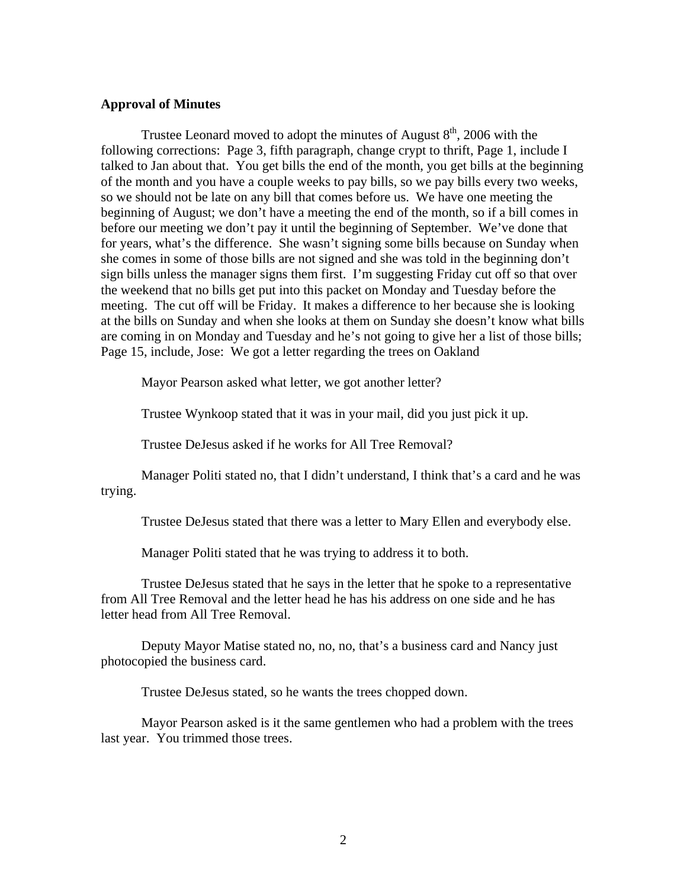**Approval of Minutes**

Trustee Leonard moved to adopt the minutes of August 8th, 2006 with the following corrections: Page 3, fifth paragraph, change crypt to thrift, Page 1, include I talked to Jan about that. You get bills the end of the month, you get bills at the beginning of the month and you have a couple weeks to pay bills, so we pay bills every two weeks, so we should not be late on any bill that comes before us. We have one meeting the beginning of August; we don't have a meeting the end of the month, so if a bill comes in before our meeting we don't pay it until the beginning of September. We've done that for years, what's the difference. She wasn't signing some bills because on Sunday when she comes in some of those bills are not signed and she was told in the beginning don't sign bills unless the manager signs them first. I'm suggesting Friday cut off so that over the weekend that no bills get put into this packet on Monday and Tuesday before the meeting. The cut off will be Friday. It makes a difference to her because she is looking at the bills on Sunday and when she looks at them on Sunday she doesn't know what bills are coming in on Monday and Tuesday and he's not going to give her a list of those bills; Page 15, include, Jose: We got a letter regarding the trees on Oakland

Mayor Pearson asked what letter, we got another letter?

Trustee Wynkoop stated that it was in your mail, did you just pick it up.

Trustee DeJesus asked if he works for All Tree Removal?

Manager Politi stated no, that I didn't understand, I think that's a card and he was trying.

Trustee DeJesus stated that there was a letter to Mary Ellen and everybody else.

Manager Politi stated that he was trying to address it to both.

Trustee DeJesus stated that he says in the letter that he spoke to a representative from All Tree Removal and the letter head he has his address on one side and he has letter head from All Tree Removal.

Deputy Mayor Matise stated no, no, no, that's a business card and Nancy just photocopied the business card.

Trustee DeJesus stated, so he wants the trees chopped down.

Mayor Pearson asked is it the same gentlemen who had a problem with the trees last year. You trimmed those trees.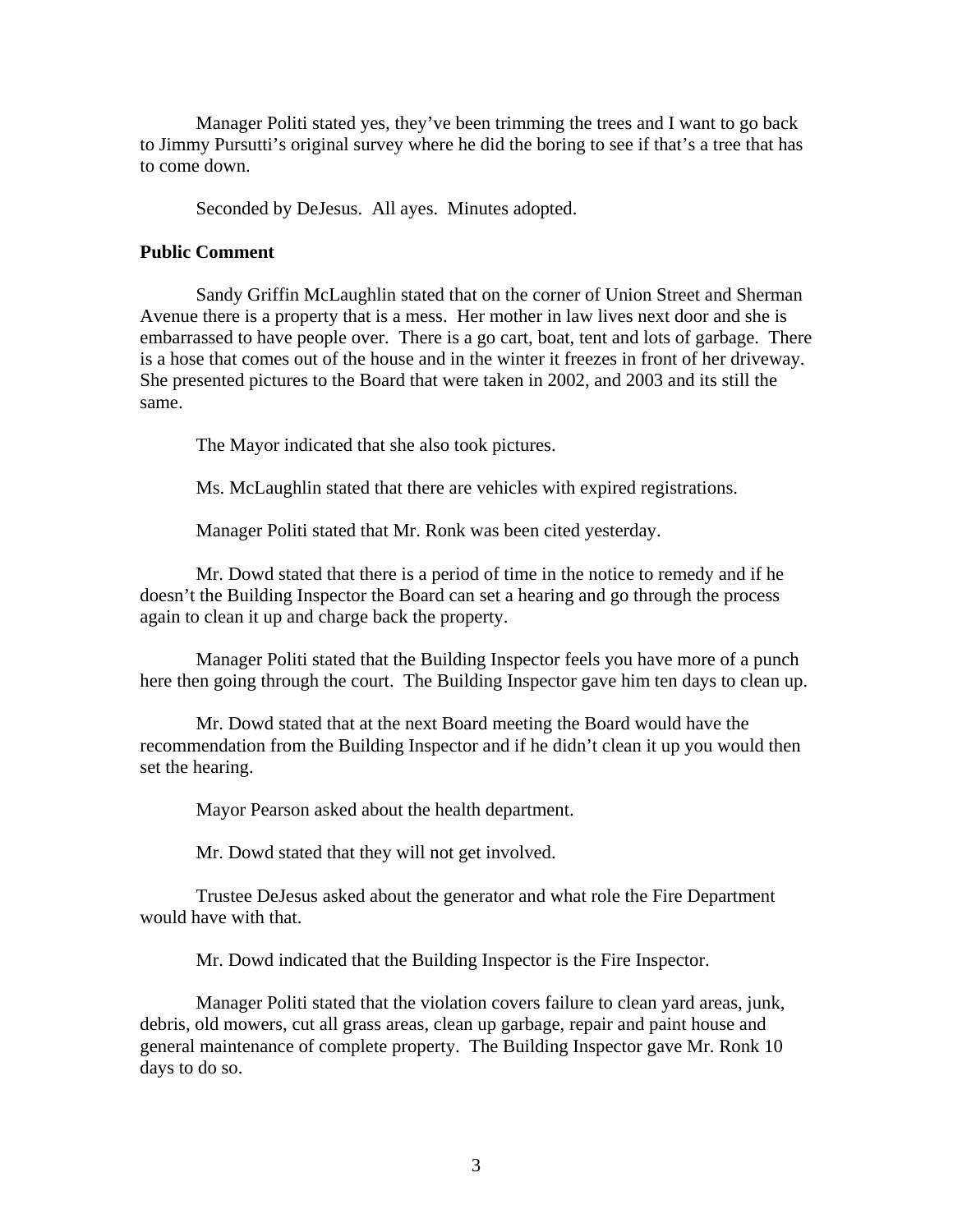Manager Politi stated yes, they've been trimming the trees and I want to go back to Jimmy Pursutti's original survey where he did the boring to see if that's a tree that has to come down.

Seconded by DeJesus. All ayes. Minutes adopted.

**Public Comment**

Sandy Griffin McLaughlin stated that on the corner of Union Street and Sherman Avenue there is a property that is a mess. Her mother in law lives next door and she is embarrassed to have people over. There is a go cart, boat, tent and lots of garbage. There is a hose that comes out of the house and in the winter it freezes in front of her driveway. She presented pictures to the Board that were taken in 2002, and 2003 and its still the same.

The Mayor indicated that she also took pictures.

Ms. McLaughlin stated that there are vehicles with expired registrations.

Manager Politi stated that Mr. Ronk was been cited yesterday.

Mr. Dowd stated that there is a period of time in the notice to remedy and if he doesn't the Building Inspector the Board can set a hearing and go through the process again to clean it up and charge back the property.

Manager Politi stated that the Building Inspector feels you have more of a punch here then going through the court. The Building Inspector gave him ten days to clean up.

Mr. Dowd stated that at the next Board meeting the Board would have the recommendation from the Building Inspector and if he didn't clean it up you would then set the hearing.

Mayor Pearson asked about the health department.

Mr. Dowd stated that they will not get involved.

Trustee DeJesus asked about the generator and what role the Fire Department would have with that.

Mr. Dowd indicated that the Building Inspector is the Fire Inspector.

Manager Politi stated that the violation covers failure to clean yard areas, junk, debris, old mowers, cut all grass areas, clean up garbage, repair and paint house and general maintenance of complete property. The Building Inspector gave Mr. Ronk 10 days to do so.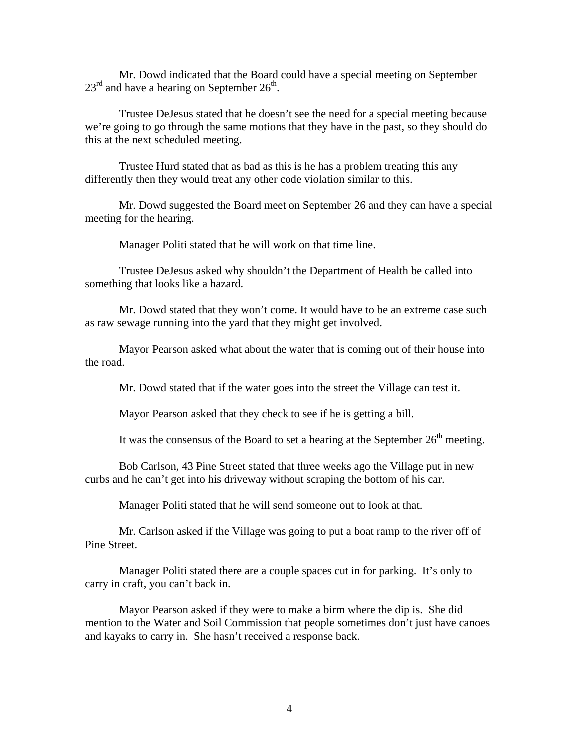Mr. Dowd indicated that the Board could have a special meeting on September 23rd and have a hearing on September 26th.

Trustee DeJesus stated that he doesn't see the need for a special meeting because we're going to go through the same motions that they have in the past, so they should do this at the next scheduled meeting.

Trustee Hurd stated that as bad as this is he has a problem treating this any differently then they would treat any other code violation similar to this.

Mr. Dowd suggested the Board meet on September 26 and they can have a special meeting for the hearing.

Manager Politi stated that he will work on that time line.

Trustee DeJesus asked why shouldn't the Department of Health be called into something that looks like a hazard.

Mr. Dowd stated that they won't come. It would have to be an extreme case such as raw sewage running into the yard that they might get involved.

Mayor Pearson asked what about the water that is coming out of their house into the road.

Mr. Dowd stated that if the water goes into the street the Village can test it.

Mayor Pearson asked that they check to see if he is getting a bill.

It was the consensus of the Board to set a hearing at the September 26th meeting.

Bob Carlson, 43 Pine Street stated that three weeks ago the Village put in new curbs and he can't get into his driveway without scraping the bottom of his car.

Manager Politi stated that he will send someone out to look at that.

Mr. Carlson asked if the Village was going to put a boat ramp to the river off of Pine Street.

Manager Politi stated there are a couple spaces cut in for parking. It's only to carry in craft, you can't back in.

Mayor Pearson asked if they were to make a birm where the dip is. She did mention to the Water and Soil Commission that people sometimes don't just have canoes and kayaks to carry in. She hasn't received a response back.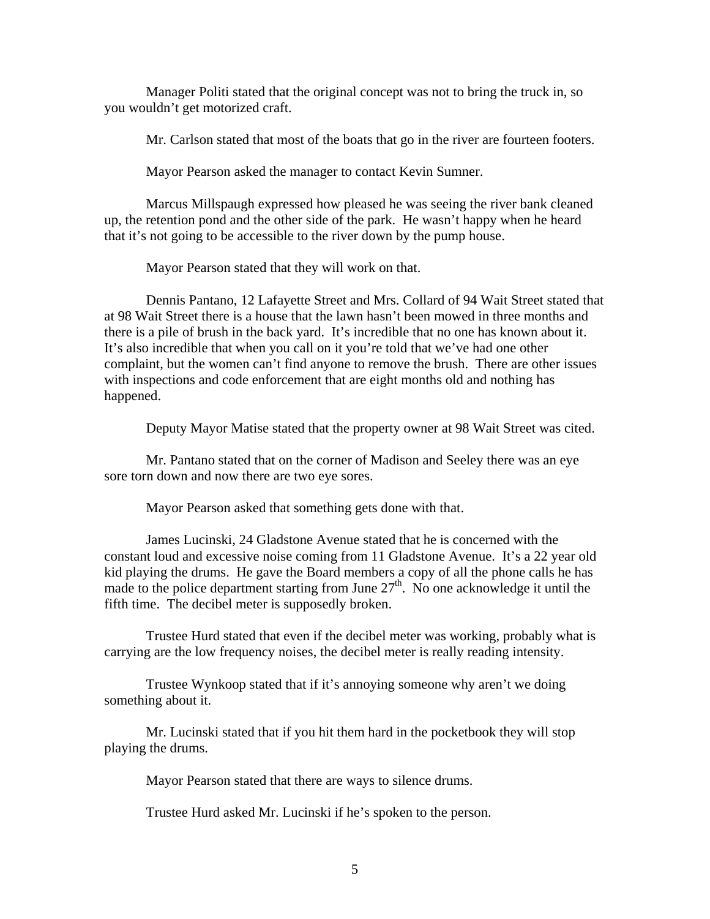Manager Politi stated that the original concept was not to bring the truck in, so you wouldn't get motorized craft.

Mr. Carlson stated that most of the boats that go in the river are fourteen footers.

Mayor Pearson asked the manager to contact Kevin Sumner.

Marcus Millspaugh expressed how pleased he was seeing the river bank cleaned up, the retention pond and the other side of the park. He wasn't happy when he heard that it's not going to be accessible to the river down by the pump house.

Mayor Pearson stated that they will work on that.

Dennis Pantano, 12 Lafayette Street and Mrs. Collard of 94 Wait Street stated that at 98 Wait Street there is a house that the lawn hasn't been mowed in three months and there is a pile of brush in the back yard. It's incredible that no one has known about it. It's also incredible that when you call on it you're told that we've had one other complaint, but the women can't find anyone to remove the brush. There are other issues with inspections and code enforcement that are eight months old and nothing has happened.

Deputy Mayor Matise stated that the property owner at 98 Wait Street was cited.

Mr. Pantano stated that on the corner of Madison and Seeley there was an eye sore torn down and now there are two eye sores.

Mayor Pearson asked that something gets done with that.

James Lucinski, 24 Gladstone Avenue stated that he is concerned with the constant loud and excessive noise coming from 11 Gladstone Avenue. It's a 22 year old kid playing the drums. He gave the Board members a copy of all the phone calls he has made to the police department starting from June 27th. No one acknowledge it until the fifth time. The decibel meter is supposedly broken.

Trustee Hurd stated that even if the decibel meter was working, probably what is carrying are the low frequency noises, the decibel meter is really reading intensity.

Trustee Wynkoop stated that if it's annoying someone why aren't we doing something about it.

Mr. Lucinski stated that if you hit them hard in the pocketbook they will stop playing the drums.

Mayor Pearson stated that there are ways to silence drums.

Trustee Hurd asked Mr. Lucinski if he's spoken to the person.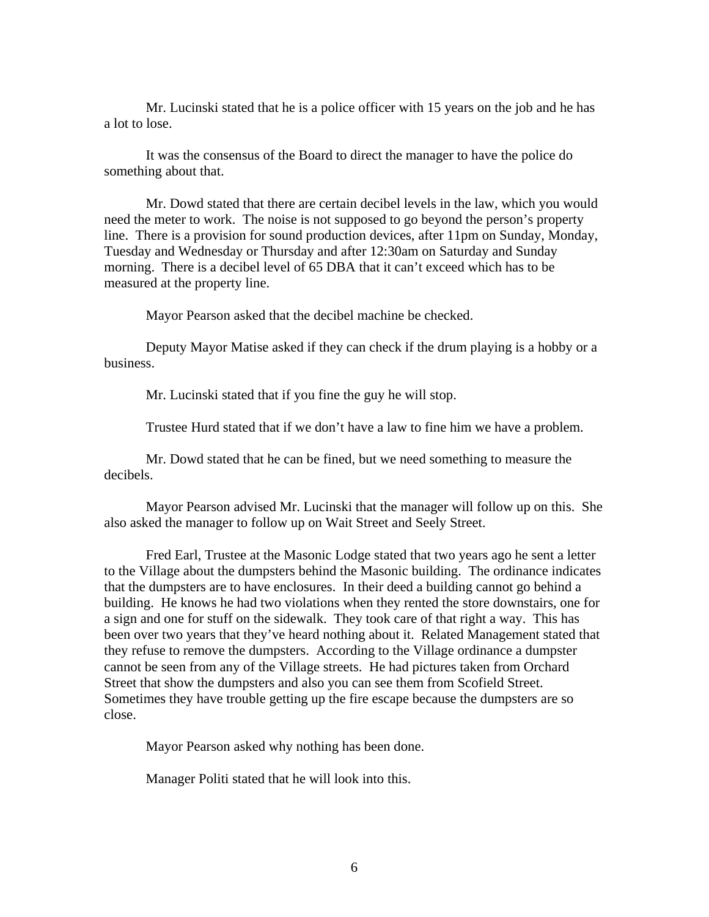Mr. Lucinski stated that he is a police officer with 15 years on the job and he has a lot to lose.

It was the consensus of the Board to direct the manager to have the police do something about that.

Mr. Dowd stated that there are certain decibel levels in the law, which you would need the meter to work. The noise is not supposed to go beyond the person's property line. There is a provision for sound production devices, after 11pm on Sunday, Monday, Tuesday and Wednesday or Thursday and after 12:30am on Saturday and Sunday morning. There is a decibel level of 65 DBA that it can't exceed which has to be measured at the property line.

Mayor Pearson asked that the decibel machine be checked.

Deputy Mayor Matise asked if they can check if the drum playing is a hobby or a business.

Mr. Lucinski stated that if you fine the guy he will stop.

Trustee Hurd stated that if we don't have a law to fine him we have a problem.

Mr. Dowd stated that he can be fined, but we need something to measure the decibels.

Mayor Pearson advised Mr. Lucinski that the manager will follow up on this. She also asked the manager to follow up on Wait Street and Seely Street.

Fred Earl, Trustee at the Masonic Lodge stated that two years ago he sent a letter to the Village about the dumpsters behind the Masonic building. The ordinance indicates that the dumpsters are to have enclosures. In their deed a building cannot go behind a building. He knows he had two violations when they rented the store downstairs, one for a sign and one for stuff on the sidewalk. They took care of that right a way. This has been over two years that they've heard nothing about it. Related Management stated that they refuse to remove the dumpsters. According to the Village ordinance a dumpster cannot be seen from any of the Village streets. He had pictures taken from Orchard Street that show the dumpsters and also you can see them from Scofield Street. Sometimes they have trouble getting up the fire escape because the dumpsters are so close.

Mayor Pearson asked why nothing has been done.

Manager Politi stated that he will look into this.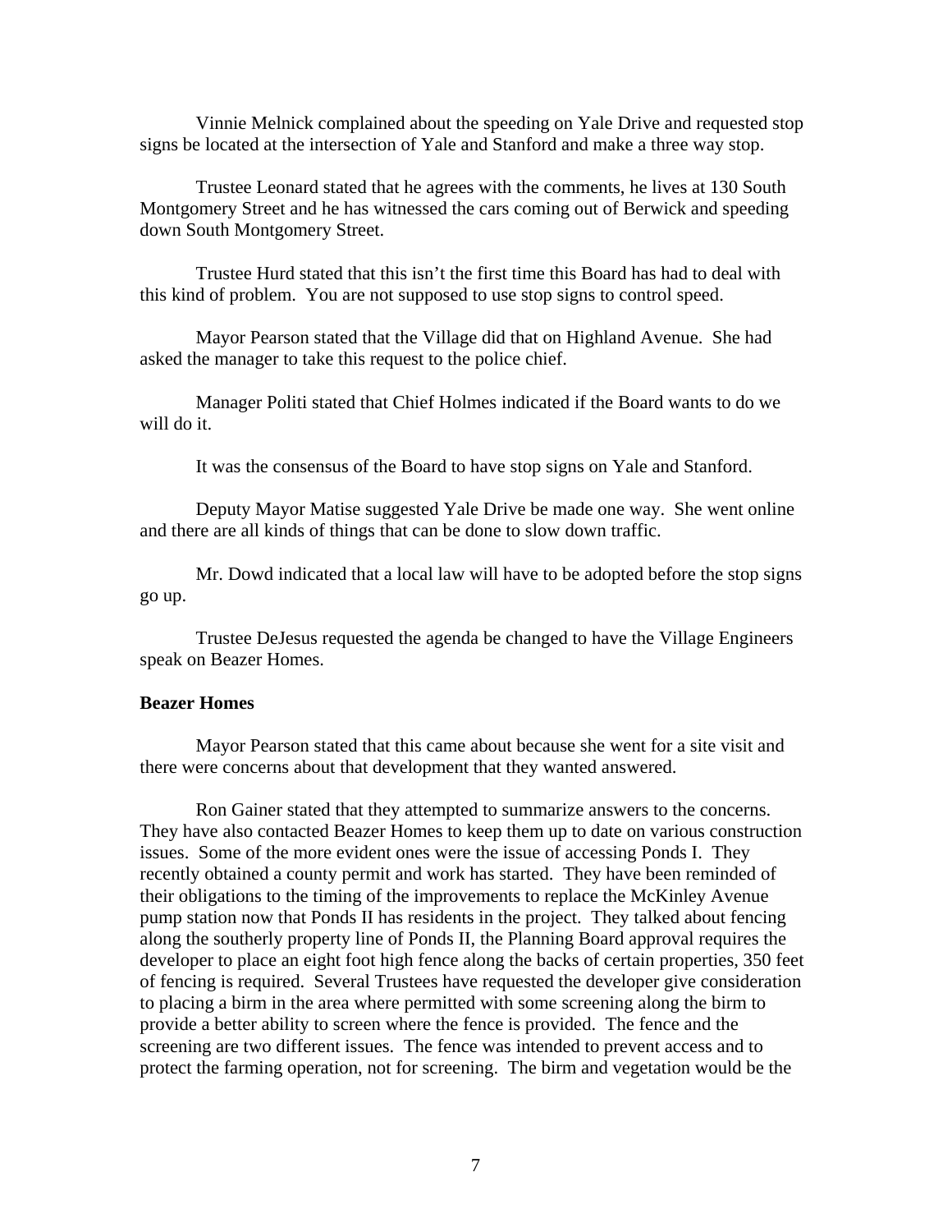Vinnie Melnick complained about the speeding on Yale Drive and requested stop signs be located at the intersection of Yale and Stanford and make a three way stop.

Trustee Leonard stated that he agrees with the comments, he lives at 130 South Montgomery Street and he has witnessed the cars coming out of Berwick and speeding down South Montgomery Street.

Trustee Hurd stated that this isn't the first time this Board has had to deal with this kind of problem. You are not supposed to use stop signs to control speed.

Mayor Pearson stated that the Village did that on Highland Avenue. She had asked the manager to take this request to the police chief.

Manager Politi stated that Chief Holmes indicated if the Board wants to do we will do it.

It was the consensus of the Board to have stop signs on Yale and Stanford.

Deputy Mayor Matise suggested Yale Drive be made one way. She went online and there are all kinds of things that can be done to slow down traffic.

Mr. Dowd indicated that a local law will have to be adopted before the stop signs go up.

Trustee DeJesus requested the agenda be changed to have the Village Engineers speak on Beazer Homes.

**Beazer Homes**

Mayor Pearson stated that this came about because she went for a site visit and there were concerns about that development that they wanted answered.

Ron Gainer stated that they attempted to summarize answers to the concerns. They have also contacted Beazer Homes to keep them up to date on various construction issues. Some of the more evident ones were the issue of accessing Ponds I. They recently obtained a county permit and work has started. They have been reminded of their obligations to the timing of the improvements to replace the McKinley Avenue pump station now that Ponds II has residents in the project. They talked about fencing along the southerly property line of Ponds II, the Planning Board approval requires the developer to place an eight foot high fence along the backs of certain properties, 350 feet of fencing is required. Several Trustees have requested the developer give consideration to placing a birm in the area where permitted with some screening along the birm to provide a better ability to screen where the fence is provided. The fence and the screening are two different issues. The fence was intended to prevent access and to protect the farming operation, not for screening. The birm and vegetation would be the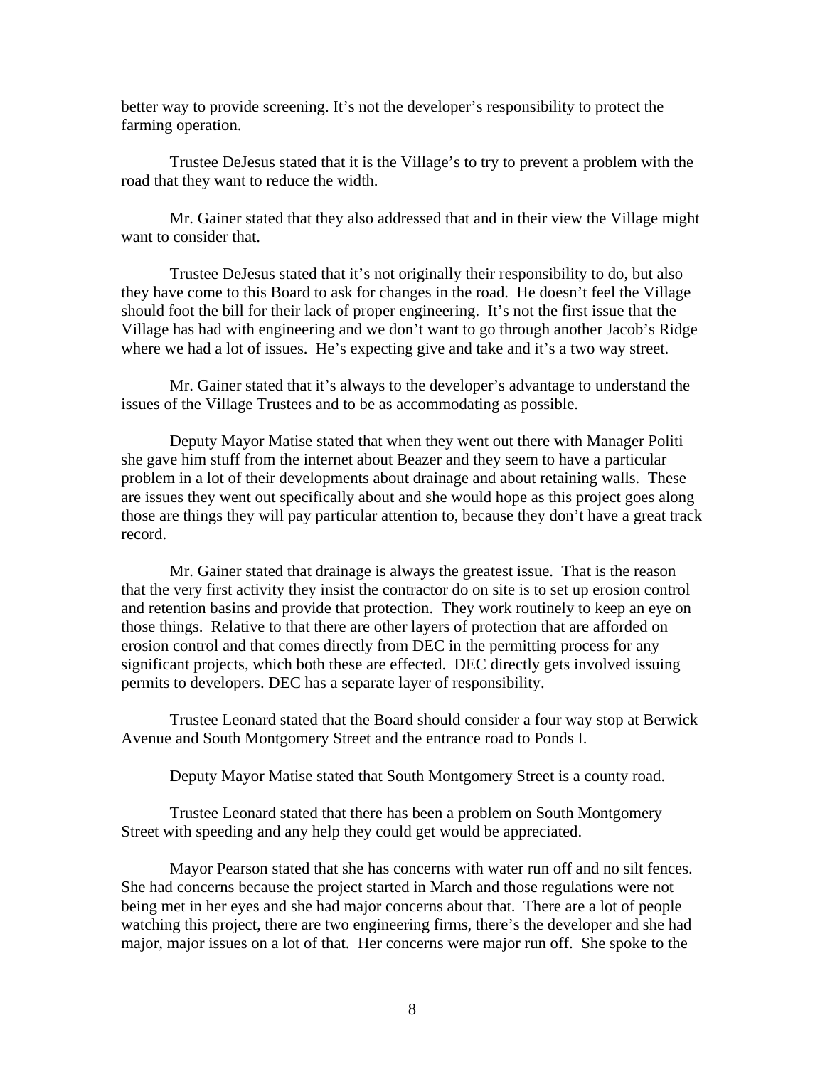better way to provide screening. It's not the developer's responsibility to protect the farming operation.

Trustee DeJesus stated that it is the Village's to try to prevent a problem with the road that they want to reduce the width.

Mr. Gainer stated that they also addressed that and in their view the Village might want to consider that.

Trustee DeJesus stated that it's not originally their responsibility to do, but also they have come to this Board to ask for changes in the road. He doesn't feel the Village should foot the bill for their lack of proper engineering. It's not the first issue that the Village has had with engineering and we don't want to go through another Jacob's Ridge where we had a lot of issues. He's expecting give and take and it's a two way street.

Mr. Gainer stated that it's always to the developer's advantage to understand the issues of the Village Trustees and to be as accommodating as possible.

Deputy Mayor Matise stated that when they went out there with Manager Politi she gave him stuff from the internet about Beazer and they seem to have a particular problem in a lot of their developments about drainage and about retaining walls. These are issues they went out specifically about and she would hope as this project goes along those are things they will pay particular attention to, because they don't have a great track record.

Mr. Gainer stated that drainage is always the greatest issue. That is the reason that the very first activity they insist the contractor do on site is to set up erosion control and retention basins and provide that protection. They work routinely to keep an eye on those things. Relative to that there are other layers of protection that are afforded on erosion control and that comes directly from DEC in the permitting process for any significant projects, which both these are effected. DEC directly gets involved issuing permits to developers. DEC has a separate layer of responsibility.

Trustee Leonard stated that the Board should consider a four way stop at Berwick Avenue and South Montgomery Street and the entrance road to Ponds I.

Deputy Mayor Matise stated that South Montgomery Street is a county road.

Trustee Leonard stated that there has been a problem on South Montgomery Street with speeding and any help they could get would be appreciated.

Mayor Pearson stated that she has concerns with water run off and no silt fences. She had concerns because the project started in March and those regulations were not being met in her eyes and she had major concerns about that. There are a lot of people watching this project, there are two engineering firms, there's the developer and she had major, major issues on a lot of that. Her concerns were major run off. She spoke to the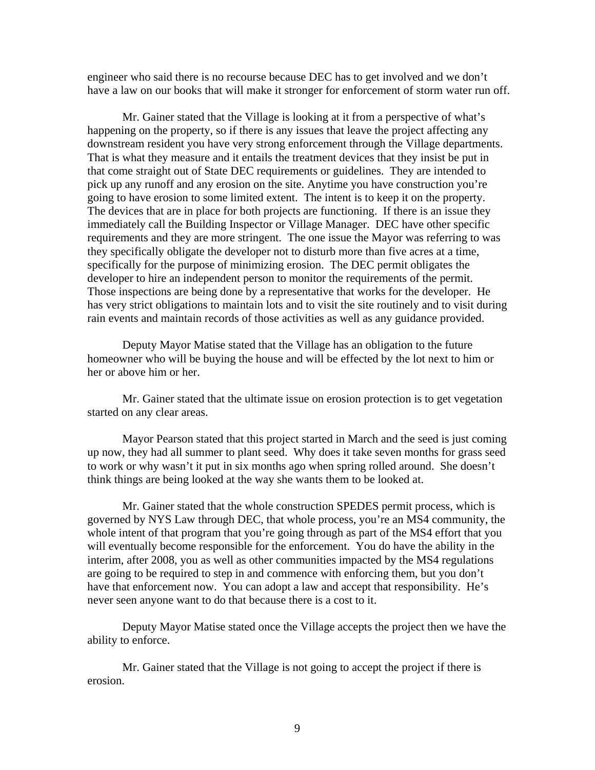engineer who said there is no recourse because DEC has to get involved and we don't have a law on our books that will make it stronger for enforcement of storm water run off.

Mr. Gainer stated that the Village is looking at it from a perspective of what's happening on the property, so if there is any issues that leave the project affecting any downstream resident you have very strong enforcement through the Village departments. That is what they measure and it entails the treatment devices that they insist be put in that come straight out of State DEC requirements or guidelines. They are intended to pick up any runoff and any erosion on the site. Anytime you have construction you're going to have erosion to some limited extent. The intent is to keep it on the property. The devices that are in place for both projects are functioning. If there is an issue they immediately call the Building Inspector or Village Manager. DEC have other specific requirements and they are more stringent. The one issue the Mayor was referring to was they specifically obligate the developer not to disturb more than five acres at a time, specifically for the purpose of minimizing erosion. The DEC permit obligates the developer to hire an independent person to monitor the requirements of the permit. Those inspections are being done by a representative that works for the developer. He has very strict obligations to maintain lots and to visit the site routinely and to visit during rain events and maintain records of those activities as well as any guidance provided.

Deputy Mayor Matise stated that the Village has an obligation to the future homeowner who will be buying the house and will be effected by the lot next to him or her or above him or her.

Mr. Gainer stated that the ultimate issue on erosion protection is to get vegetation started on any clear areas.

Mayor Pearson stated that this project started in March and the seed is just coming up now, they had all summer to plant seed. Why does it take seven months for grass seed to work or why wasn't it put in six months ago when spring rolled around. She doesn't think things are being looked at the way she wants them to be looked at.

Mr. Gainer stated that the whole construction SPEDES permit process, which is governed by NYS Law through DEC, that whole process, you're an MS4 community, the whole intent of that program that you're going through as part of the MS4 effort that you will eventually become responsible for the enforcement. You do have the ability in the interim, after 2008, you as well as other communities impacted by the MS4 regulations are going to be required to step in and commence with enforcing them, but you don't have that enforcement now. You can adopt a law and accept that responsibility. He's never seen anyone want to do that because there is a cost to it.

Deputy Mayor Matise stated once the Village accepts the project then we have the ability to enforce.

Mr. Gainer stated that the Village is not going to accept the project if there is erosion.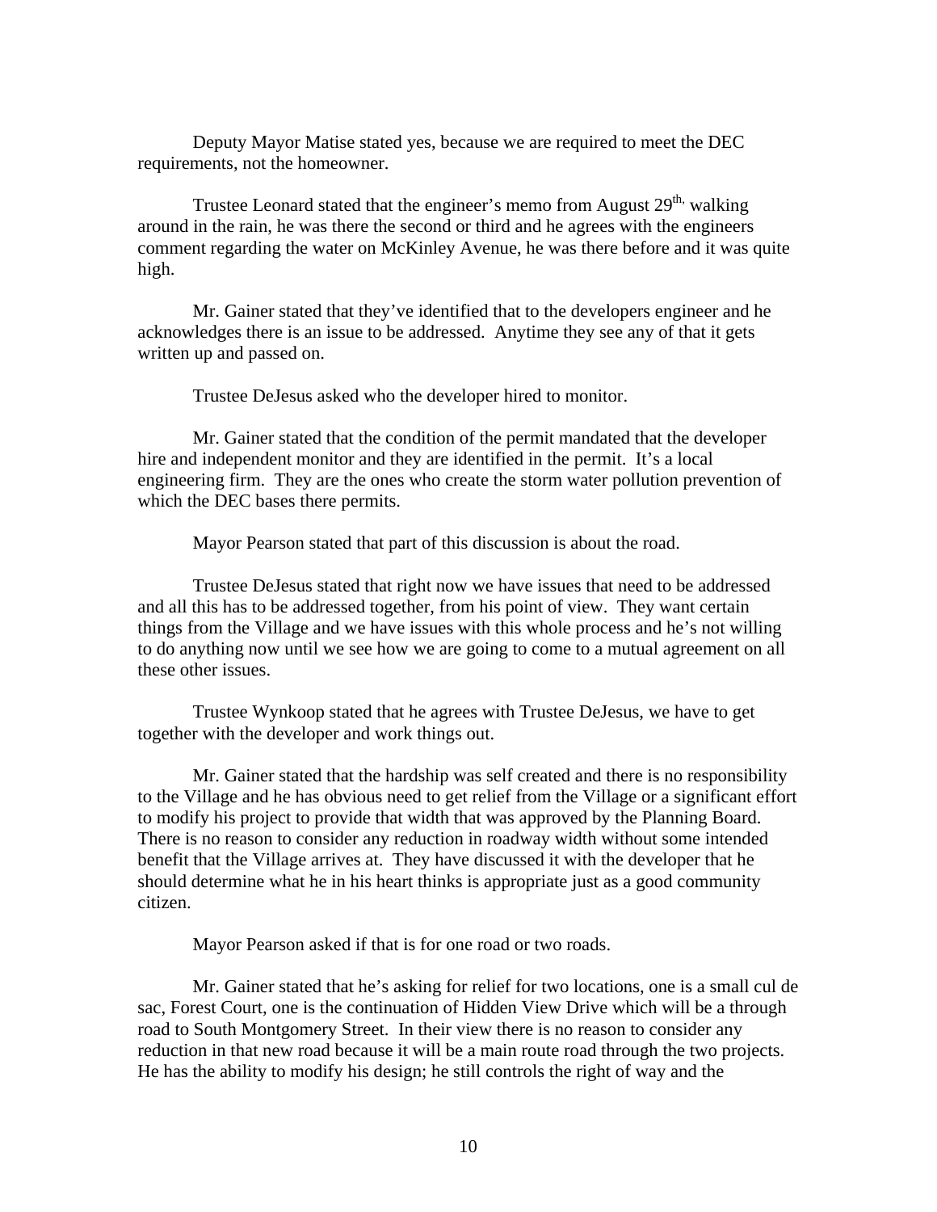Deputy Mayor Matise stated yes, because we are required to meet the DEC requirements, not the homeowner.

Trustee Leonard stated that the engineer's memo from August 29th, walking around in the rain, he was there the second or third and he agrees with the engineers comment regarding the water on McKinley Avenue, he was there before and it was quite high.

Mr. Gainer stated that they've identified that to the developers engineer and he acknowledges there is an issue to be addressed. Anytime they see any of that it gets written up and passed on.

Trustee DeJesus asked who the developer hired to monitor.

Mr. Gainer stated that the condition of the permit mandated that the developer hire and independent monitor and they are identified in the permit. It's a local engineering firm. They are the ones who create the storm water pollution prevention of which the DEC bases there permits.

Mayor Pearson stated that part of this discussion is about the road.

Trustee DeJesus stated that right now we have issues that need to be addressed and all this has to be addressed together, from his point of view. They want certain things from the Village and we have issues with this whole process and he's not willing to do anything now until we see how we are going to come to a mutual agreement on all these other issues.

Trustee Wynkoop stated that he agrees with Trustee DeJesus, we have to get together with the developer and work things out.

Mr. Gainer stated that the hardship was self created and there is no responsibility to the Village and he has obvious need to get relief from the Village or a significant effort to modify his project to provide that width that was approved by the Planning Board. There is no reason to consider any reduction in roadway width without some intended benefit that the Village arrives at. They have discussed it with the developer that he should determine what he in his heart thinks is appropriate just as a good community citizen.

Mayor Pearson asked if that is for one road or two roads.

Mr. Gainer stated that he's asking for relief for two locations, one is a small cul de sac, Forest Court, one is the continuation of Hidden View Drive which will be a through road to South Montgomery Street. In their view there is no reason to consider any reduction in that new road because it will be a main route road through the two projects. He has the ability to modify his design; he still controls the right of way and the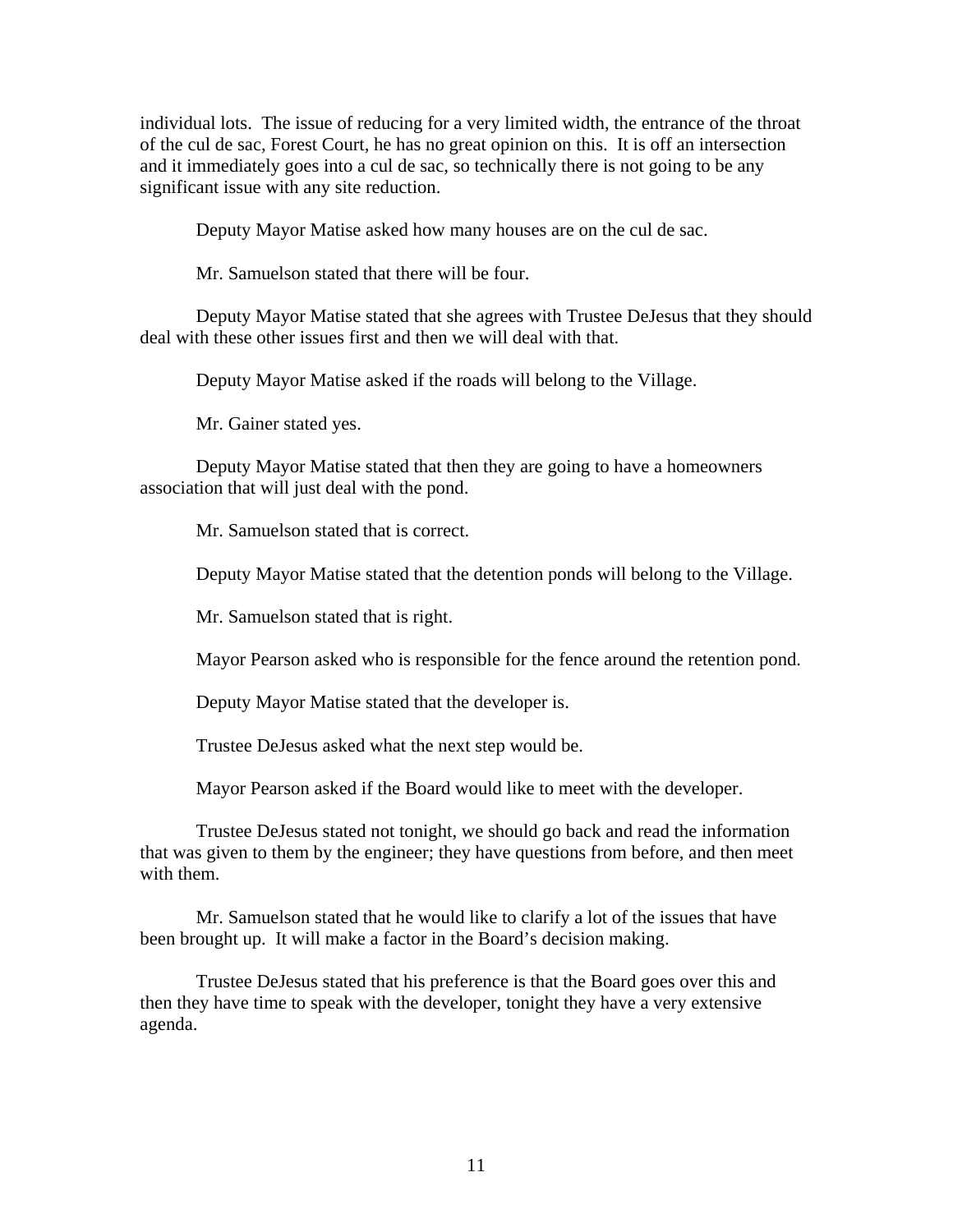individual lots. The issue of reducing for a very limited width, the entrance of the throat of the cul de sac, Forest Court, he has no great opinion on this. It is off an intersection and it immediately goes into a cul de sac, so technically there is not going to be any significant issue with any site reduction.

Deputy Mayor Matise asked how many houses are on the cul de sac.

Mr. Samuelson stated that there will be four.

Deputy Mayor Matise stated that she agrees with Trustee DeJesus that they should deal with these other issues first and then we will deal with that.

Deputy Mayor Matise asked if the roads will belong to the Village.

Mr. Gainer stated yes.

Deputy Mayor Matise stated that then they are going to have a homeowners association that will just deal with the pond.

Mr. Samuelson stated that is correct.

Deputy Mayor Matise stated that the detention ponds will belong to the Village.

Mr. Samuelson stated that is right.

Mayor Pearson asked who is responsible for the fence around the retention pond.

Deputy Mayor Matise stated that the developer is.

Trustee DeJesus asked what the next step would be.

Mayor Pearson asked if the Board would like to meet with the developer.

Trustee DeJesus stated not tonight, we should go back and read the information that was given to them by the engineer; they have questions from before, and then meet with them.

Mr. Samuelson stated that he would like to clarify a lot of the issues that have been brought up. It will make a factor in the Board's decision making.

Trustee DeJesus stated that his preference is that the Board goes over this and then they have time to speak with the developer, tonight they have a very extensive agenda.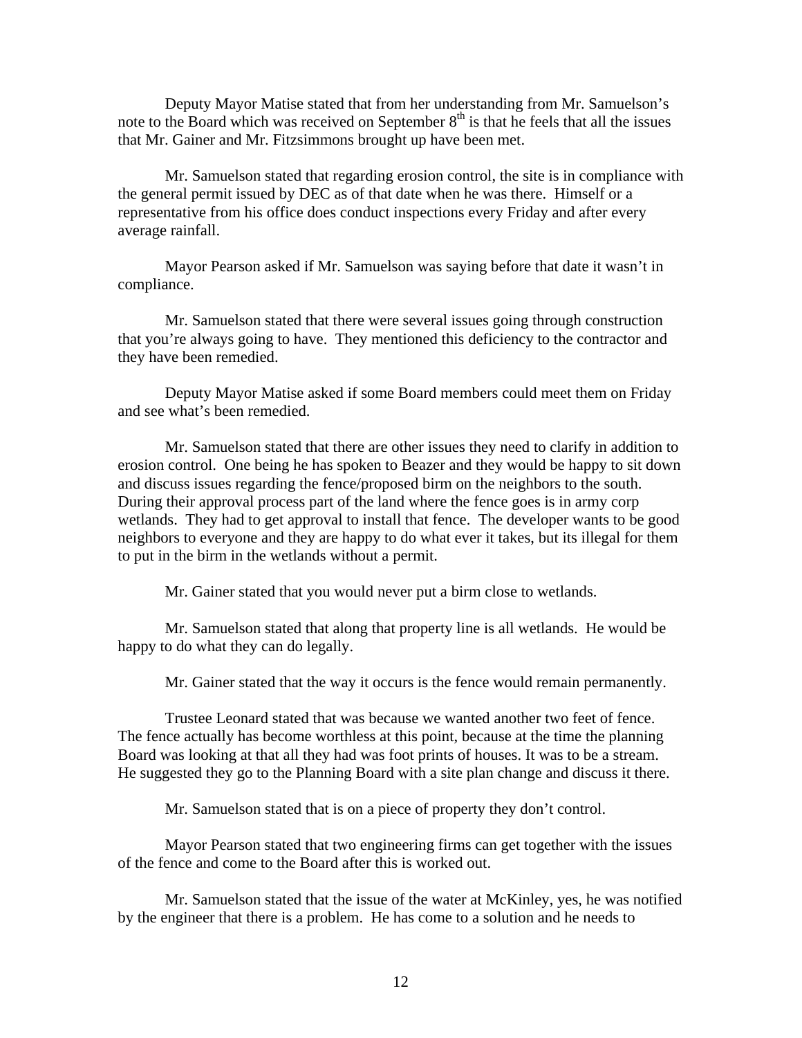Deputy Mayor Matise stated that from her understanding from Mr. Samuelson's note to the Board which was received on September 8th is that he feels that all the issues that Mr. Gainer and Mr. Fitzsimmons brought up have been met.

Mr. Samuelson stated that regarding erosion control, the site is in compliance with the general permit issued by DEC as of that date when he was there. Himself or a representative from his office does conduct inspections every Friday and after every average rainfall.

Mayor Pearson asked if Mr. Samuelson was saying before that date it wasn't in compliance.

Mr. Samuelson stated that there were several issues going through construction that you're always going to have. They mentioned this deficiency to the contractor and they have been remedied.

Deputy Mayor Matise asked if some Board members could meet them on Friday and see what's been remedied.

Mr. Samuelson stated that there are other issues they need to clarify in addition to erosion control. One being he has spoken to Beazer and they would be happy to sit down and discuss issues regarding the fence/proposed birm on the neighbors to the south. During their approval process part of the land where the fence goes is in army corp wetlands. They had to get approval to install that fence. The developer wants to be good neighbors to everyone and they are happy to do what ever it takes, but its illegal for them to put in the birm in the wetlands without a permit.

Mr. Gainer stated that you would never put a birm close to wetlands.

Mr. Samuelson stated that along that property line is all wetlands. He would be happy to do what they can do legally.

Mr. Gainer stated that the way it occurs is the fence would remain permanently.

Trustee Leonard stated that was because we wanted another two feet of fence. The fence actually has become worthless at this point, because at the time the planning Board was looking at that all they had was foot prints of houses. It was to be a stream. He suggested they go to the Planning Board with a site plan change and discuss it there.

Mr. Samuelson stated that is on a piece of property they don't control.

Mayor Pearson stated that two engineering firms can get together with the issues of the fence and come to the Board after this is worked out.

Mr. Samuelson stated that the issue of the water at McKinley, yes, he was notified by the engineer that there is a problem. He has come to a solution and he needs to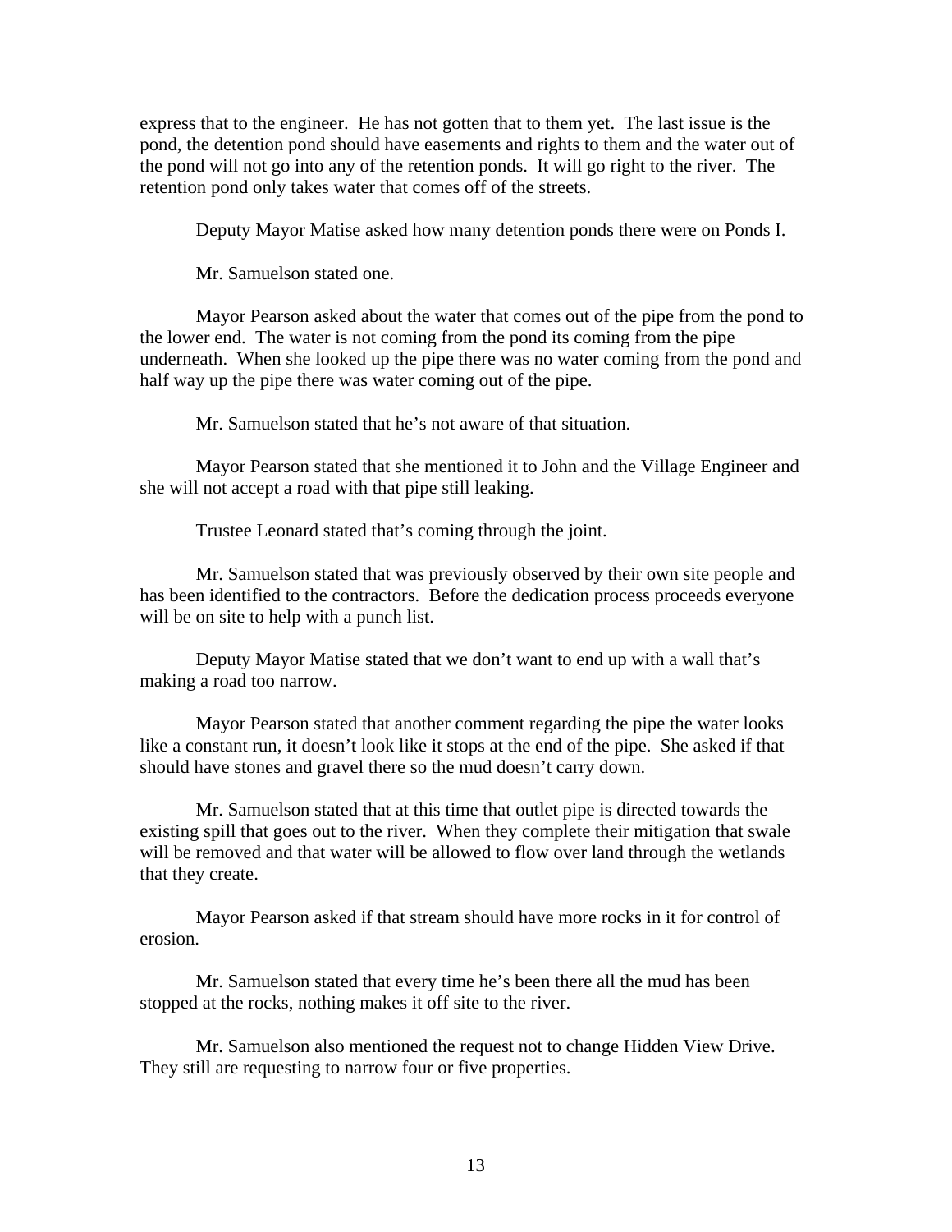express that to the engineer. He has not gotten that to them yet. The last issue is the pond, the detention pond should have easements and rights to them and the water out of the pond will not go into any of the retention ponds. It will go right to the river. The retention pond only takes water that comes off of the streets.

Deputy Mayor Matise asked how many detention ponds there were on Ponds I.

Mr. Samuelson stated one.

Mayor Pearson asked about the water that comes out of the pipe from the pond to the lower end. The water is not coming from the pond its coming from the pipe underneath. When she looked up the pipe there was no water coming from the pond and half way up the pipe there was water coming out of the pipe.

Mr. Samuelson stated that he's not aware of that situation.

Mayor Pearson stated that she mentioned it to John and the Village Engineer and she will not accept a road with that pipe still leaking.

Trustee Leonard stated that's coming through the joint.

Mr. Samuelson stated that was previously observed by their own site people and has been identified to the contractors. Before the dedication process proceeds everyone will be on site to help with a punch list.

Deputy Mayor Matise stated that we don't want to end up with a wall that's making a road too narrow.

Mayor Pearson stated that another comment regarding the pipe the water looks like a constant run, it doesn't look like it stops at the end of the pipe. She asked if that should have stones and gravel there so the mud doesn't carry down.

Mr. Samuelson stated that at this time that outlet pipe is directed towards the existing spill that goes out to the river. When they complete their mitigation that swale will be removed and that water will be allowed to flow over land through the wetlands that they create.

Mayor Pearson asked if that stream should have more rocks in it for control of erosion.

Mr. Samuelson stated that every time he's been there all the mud has been stopped at the rocks, nothing makes it off site to the river.

Mr. Samuelson also mentioned the request not to change Hidden View Drive. They still are requesting to narrow four or five properties.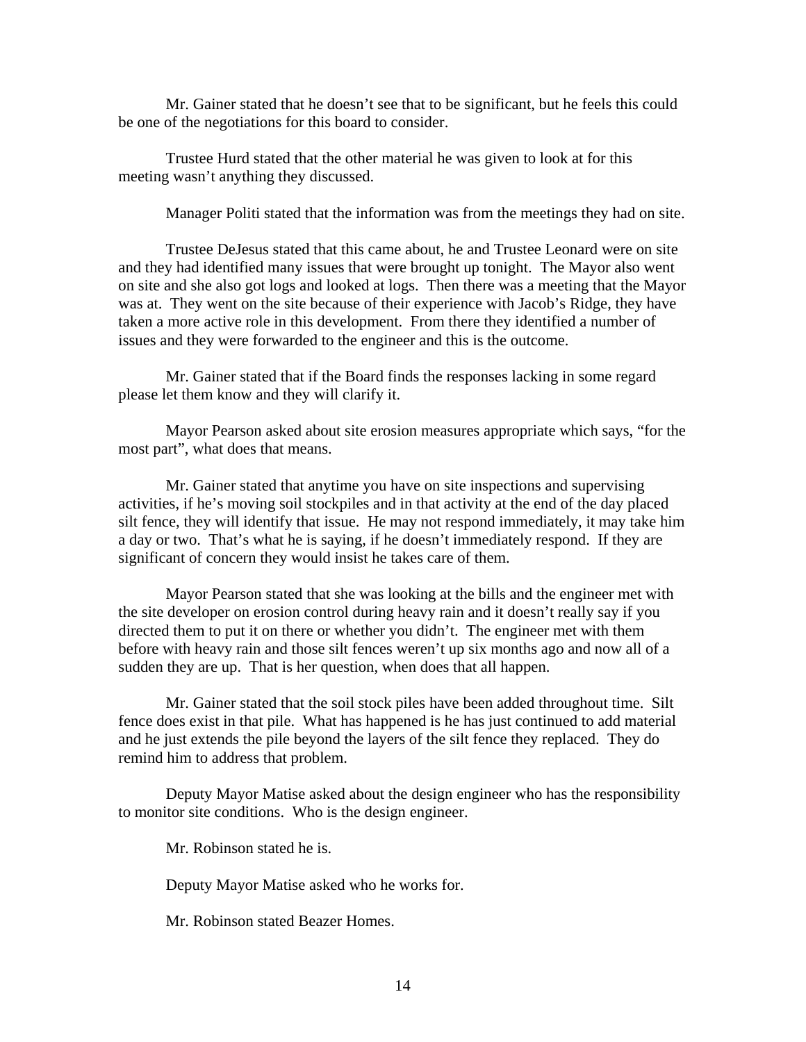Mr. Gainer stated that he doesn't see that to be significant, but he feels this could be one of the negotiations for this board to consider.

Trustee Hurd stated that the other material he was given to look at for this meeting wasn't anything they discussed.

Manager Politi stated that the information was from the meetings they had on site.

Trustee DeJesus stated that this came about, he and Trustee Leonard were on site and they had identified many issues that were brought up tonight. The Mayor also went on site and she also got logs and looked at logs. Then there was a meeting that the Mayor was at. They went on the site because of their experience with Jacob's Ridge, they have taken a more active role in this development. From there they identified a number of issues and they were forwarded to the engineer and this is the outcome.

Mr. Gainer stated that if the Board finds the responses lacking in some regard please let them know and they will clarify it.

Mayor Pearson asked about site erosion measures appropriate which says, "for the most part", what does that means.

Mr. Gainer stated that anytime you have on site inspections and supervising activities, if he's moving soil stockpiles and in that activity at the end of the day placed silt fence, they will identify that issue. He may not respond immediately, it may take him a day or two. That's what he is saying, if he doesn't immediately respond. If they are significant of concern they would insist he takes care of them.

Mayor Pearson stated that she was looking at the bills and the engineer met with the site developer on erosion control during heavy rain and it doesn't really say if you directed them to put it on there or whether you didn't. The engineer met with them before with heavy rain and those silt fences weren't up six months ago and now all of a sudden they are up. That is her question, when does that all happen.

Mr. Gainer stated that the soil stock piles have been added throughout time. Silt fence does exist in that pile. What has happened is he has just continued to add material and he just extends the pile beyond the layers of the silt fence they replaced. They do remind him to address that problem.

Deputy Mayor Matise asked about the design engineer who has the responsibility to monitor site conditions. Who is the design engineer.

Mr. Robinson stated he is.

Deputy Mayor Matise asked who he works for.

Mr. Robinson stated Beazer Homes.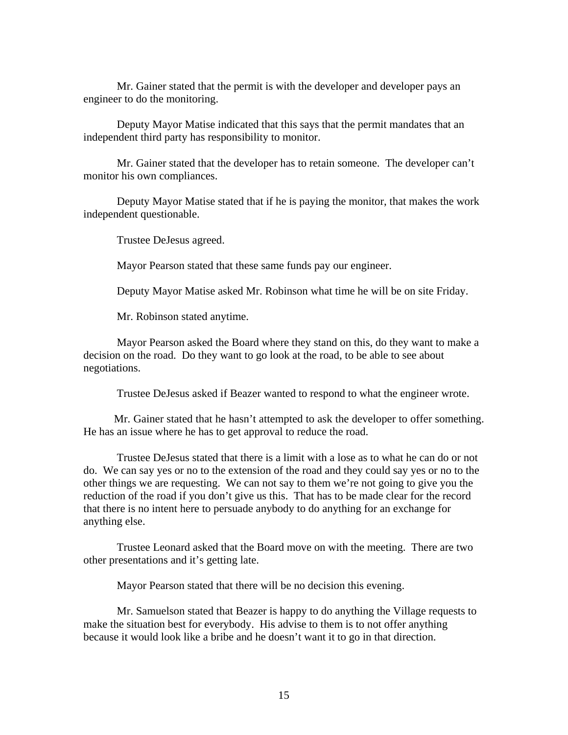Mr. Gainer stated that the permit is with the developer and developer pays an engineer to do the monitoring.

Deputy Mayor Matise indicated that this says that the permit mandates that an independent third party has responsibility to monitor.

Mr. Gainer stated that the developer has to retain someone. The developer can't monitor his own compliances.

Deputy Mayor Matise stated that if he is paying the monitor, that makes the work independent questionable.

Trustee DeJesus agreed.

Mayor Pearson stated that these same funds pay our engineer.

Deputy Mayor Matise asked Mr. Robinson what time he will be on site Friday.

Mr. Robinson stated anytime.

Mayor Pearson asked the Board where they stand on this, do they want to make a decision on the road. Do they want to go look at the road, to be able to see about negotiations.

Trustee DeJesus asked if Beazer wanted to respond to what the engineer wrote.

Mr. Gainer stated that he hasn't attempted to ask the developer to offer something. He has an issue where he has to get approval to reduce the road.

Trustee DeJesus stated that there is a limit with a lose as to what he can do or not do. We can say yes or no to the extension of the road and they could say yes or no to the other things we are requesting. We can not say to them we're not going to give you the reduction of the road if you don't give us this. That has to be made clear for the record that there is no intent here to persuade anybody to do anything for an exchange for anything else.

Trustee Leonard asked that the Board move on with the meeting. There are two other presentations and it's getting late.

Mayor Pearson stated that there will be no decision this evening.

Mr. Samuelson stated that Beazer is happy to do anything the Village requests to make the situation best for everybody. His advise to them is to not offer anything because it would look like a bribe and he doesn't want it to go in that direction.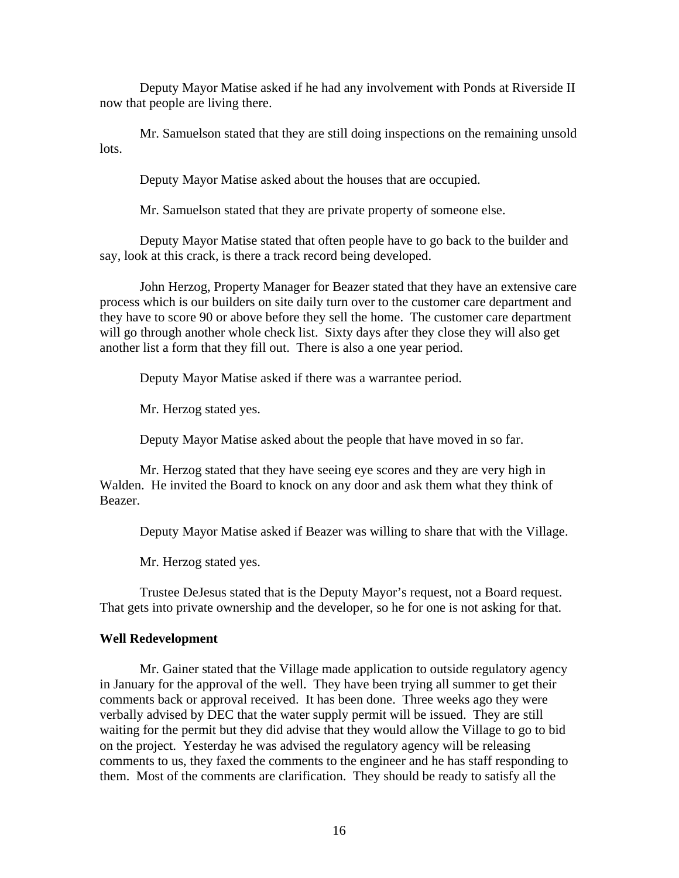Deputy Mayor Matise asked if he had any involvement with Ponds at Riverside II now that people are living there.

Mr. Samuelson stated that they are still doing inspections on the remaining unsold lots.

Deputy Mayor Matise asked about the houses that are occupied.

Mr. Samuelson stated that they are private property of someone else.

Deputy Mayor Matise stated that often people have to go back to the builder and say, look at this crack, is there a track record being developed.

John Herzog, Property Manager for Beazer stated that they have an extensive care process which is our builders on site daily turn over to the customer care department and they have to score 90 or above before they sell the home. The customer care department will go through another whole check list. Sixty days after they close they will also get another list a form that they fill out. There is also a one year period.

Deputy Mayor Matise asked if there was a warrantee period.

Mr. Herzog stated yes.

Deputy Mayor Matise asked about the people that have moved in so far.

Mr. Herzog stated that they have seeing eye scores and they are very high in Walden. He invited the Board to knock on any door and ask them what they think of Beazer.

Deputy Mayor Matise asked if Beazer was willing to share that with the Village.

Mr. Herzog stated yes.

Trustee DeJesus stated that is the Deputy Mayor's request, not a Board request. That gets into private ownership and the developer, so he for one is not asking for that.

**Well Redevelopment**

Mr. Gainer stated that the Village made application to outside regulatory agency in January for the approval of the well. They have been trying all summer to get their comments back or approval received. It has been done. Three weeks ago they were verbally advised by DEC that the water supply permit will be issued. They are still waiting for the permit but they did advise that they would allow the Village to go to bid on the project. Yesterday he was advised the regulatory agency will be releasing comments to us, they faxed the comments to the engineer and he has staff responding to them. Most of the comments are clarification. They should be ready to satisfy all the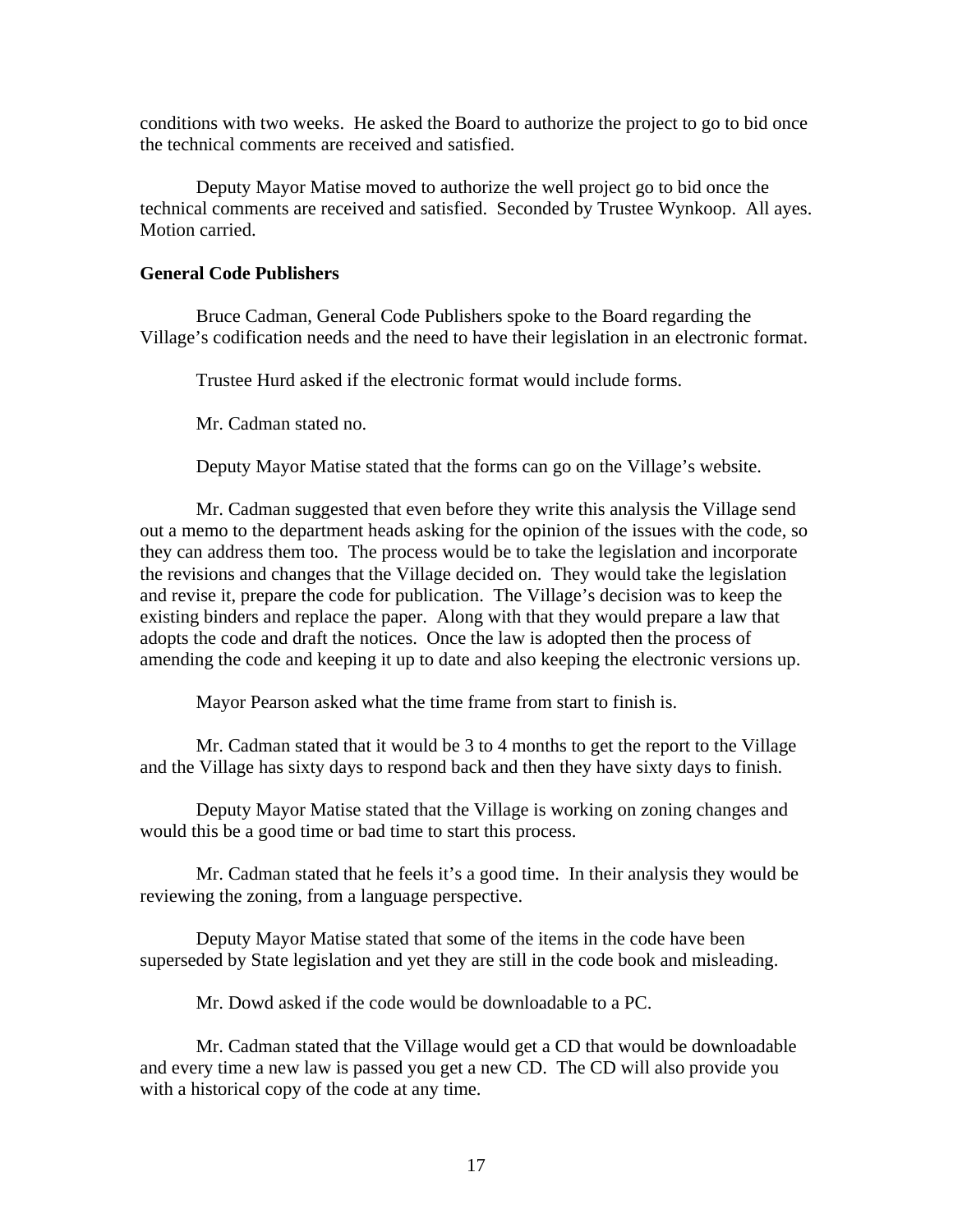conditions with two weeks. He asked the Board to authorize the project to go to bid once the technical comments are received and satisfied.

Deputy Mayor Matise moved to authorize the well project go to bid once the technical comments are received and satisfied. Seconded by Trustee Wynkoop. All ayes. Motion carried.

**General Code Publishers**

Bruce Cadman, General Code Publishers spoke to the Board regarding the Village's codification needs and the need to have their legislation in an electronic format.

Trustee Hurd asked if the electronic format would include forms.

Mr. Cadman stated no.

Deputy Mayor Matise stated that the forms can go on the Village's website.

Mr. Cadman suggested that even before they write this analysis the Village send out a memo to the department heads asking for the opinion of the issues with the code, so they can address them too. The process would be to take the legislation and incorporate the revisions and changes that the Village decided on. They would take the legislation and revise it, prepare the code for publication. The Village's decision was to keep the existing binders and replace the paper. Along with that they would prepare a law that adopts the code and draft the notices. Once the law is adopted then the process of amending the code and keeping it up to date and also keeping the electronic versions up.

Mayor Pearson asked what the time frame from start to finish is.

Mr. Cadman stated that it would be 3 to 4 months to get the report to the Village and the Village has sixty days to respond back and then they have sixty days to finish.

Deputy Mayor Matise stated that the Village is working on zoning changes and would this be a good time or bad time to start this process.

Mr. Cadman stated that he feels it's a good time. In their analysis they would be reviewing the zoning, from a language perspective.

Deputy Mayor Matise stated that some of the items in the code have been superseded by State legislation and yet they are still in the code book and misleading.

Mr. Dowd asked if the code would be downloadable to a PC.

Mr. Cadman stated that the Village would get a CD that would be downloadable and every time a new law is passed you get a new CD. The CD will also provide you with a historical copy of the code at any time.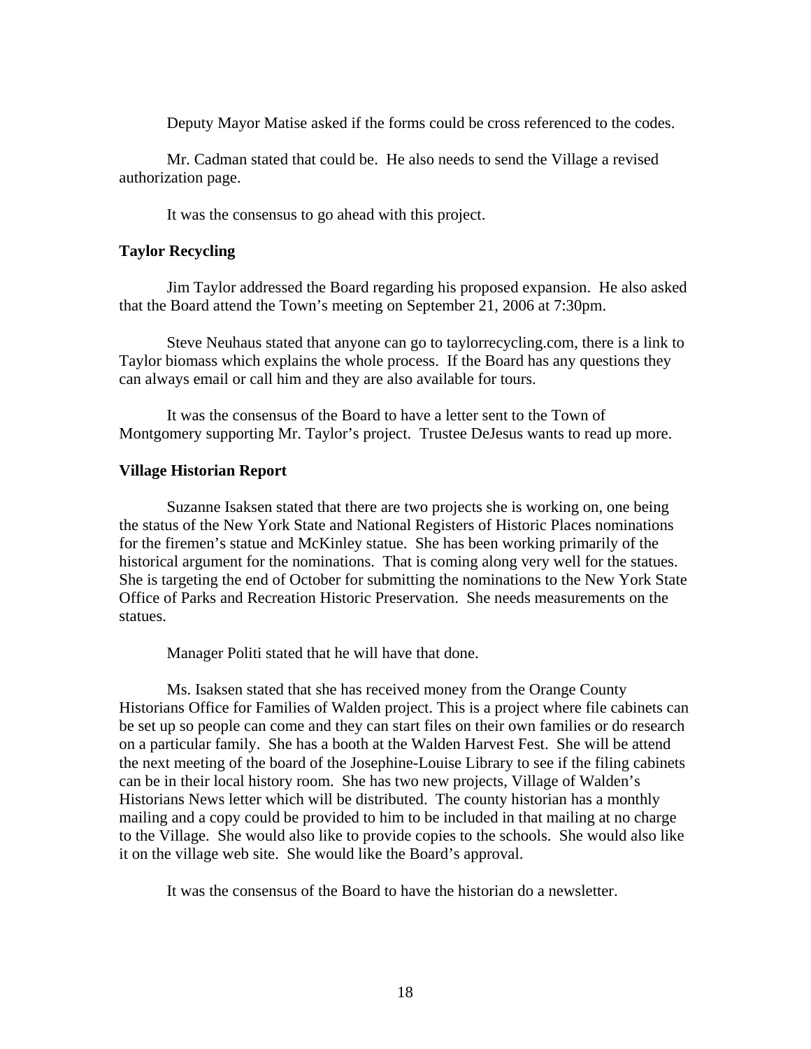Deputy Mayor Matise asked if the forms could be cross referenced to the codes.

Mr. Cadman stated that could be. He also needs to send the Village a revised authorization page.

It was the consensus to go ahead with this project.

**Taylor Recycling**

Jim Taylor addressed the Board regarding his proposed expansion. He also asked that the Board attend the Town's meeting on September 21, 2006 at 7:30pm.

Steve Neuhaus stated that anyone can go to taylorrecycling.com, there is a link to Taylor biomass which explains the whole process. If the Board has any questions they can always email or call him and they are also available for tours.

It was the consensus of the Board to have a letter sent to the Town of Montgomery supporting Mr. Taylor's project. Trustee DeJesus wants to read up more.

**Village Historian Report**

Suzanne Isaksen stated that there are two projects she is working on, one being the status of the New York State and National Registers of Historic Places nominations for the firemen's statue and McKinley statue. She has been working primarily of the historical argument for the nominations. That is coming along very well for the statues. She is targeting the end of October for submitting the nominations to the New York State Office of Parks and Recreation Historic Preservation. She needs measurements on the statues.

Manager Politi stated that he will have that done.

Ms. Isaksen stated that she has received money from the Orange County Historians Office for Families of Walden project. This is a project where file cabinets can be set up so people can come and they can start files on their own families or do research on a particular family. She has a booth at the Walden Harvest Fest. She will be attend the next meeting of the board of the Josephine-Louise Library to see if the filing cabinets can be in their local history room. She has two new projects, Village of Walden's Historians News letter which will be distributed. The county historian has a monthly mailing and a copy could be provided to him to be included in that mailing at no charge to the Village. She would also like to provide copies to the schools. She would also like it on the village web site. She would like the Board's approval.

It was the consensus of the Board to have the historian do a newsletter.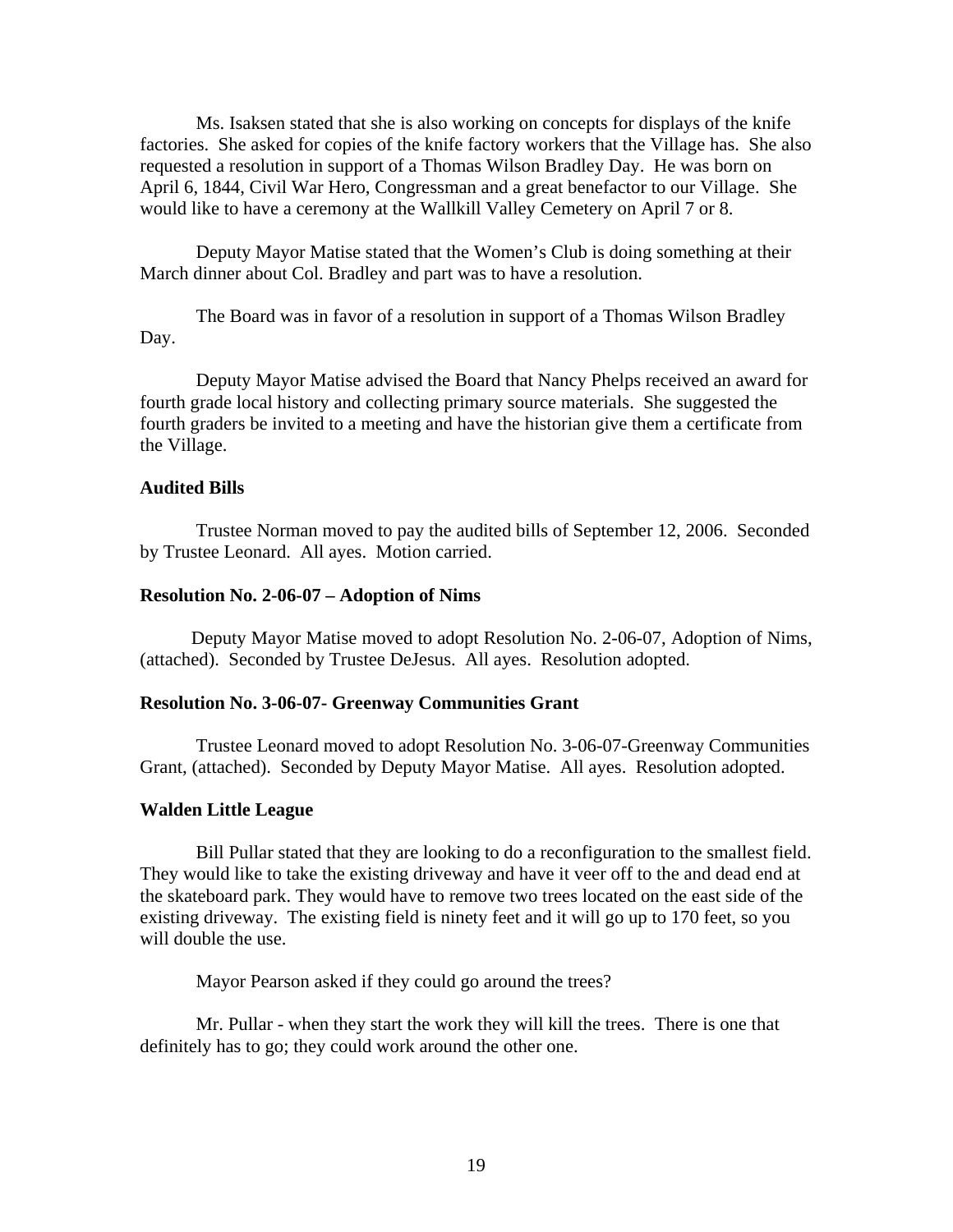Ms. Isaksen stated that she is also working on concepts for displays of the knife factories. She asked for copies of the knife factory workers that the Village has. She also requested a resolution in support of a Thomas Wilson Bradley Day. He was born on April 6, 1844, Civil War Hero, Congressman and a great benefactor to our Village. She would like to have a ceremony at the Wallkill Valley Cemetery on April 7 or 8.

Deputy Mayor Matise stated that the Women's Club is doing something at their March dinner about Col. Bradley and part was to have a resolution.

The Board was in favor of a resolution in support of a Thomas Wilson Bradley Day.

Deputy Mayor Matise advised the Board that Nancy Phelps received an award for fourth grade local history and collecting primary source materials. She suggested the fourth graders be invited to a meeting and have the historian give them a certificate from the Village.

**Audited Bills**

Trustee Norman moved to pay the audited bills of September 12, 2006. Seconded by Trustee Leonard. All ayes. Motion carried.

**Resolution No. 2-06-07 – Adoption of Nims**

Deputy Mayor Matise moved to adopt Resolution No. 2-06-07, Adoption of Nims, (attached). Seconded by Trustee DeJesus. All ayes. Resolution adopted.

**Resolution No. 3-06-07- Greenway Communities Grant**

Trustee Leonard moved to adopt Resolution No. 3-06-07-Greenway Communities Grant, (attached). Seconded by Deputy Mayor Matise. All ayes. Resolution adopted.

**Walden Little League**

Bill Pullar stated that they are looking to do a reconfiguration to the smallest field. They would like to take the existing driveway and have it veer off to the and dead end at the skateboard park. They would have to remove two trees located on the east side of the existing driveway. The existing field is ninety feet and it will go up to 170 feet, so you will double the use.

Mayor Pearson asked if they could go around the trees?

Mr. Pullar - when they start the work they will kill the trees. There is one that definitely has to go; they could work around the other one.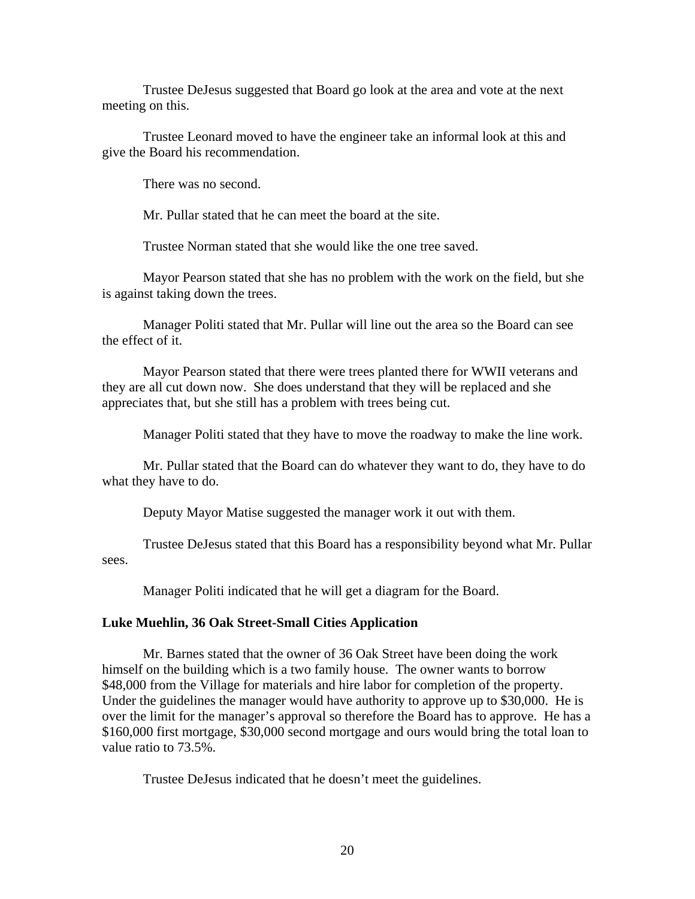Trustee DeJesus suggested that Board go look at the area and vote at the next meeting on this.

Trustee Leonard moved to have the engineer take an informal look at this and give the Board his recommendation.

There was no second.

Mr. Pullar stated that he can meet the board at the site.

Trustee Norman stated that she would like the one tree saved.

Mayor Pearson stated that she has no problem with the work on the field, but she is against taking down the trees.

Manager Politi stated that Mr. Pullar will line out the area so the Board can see the effect of it.

Mayor Pearson stated that there were trees planted there for WWII veterans and they are all cut down now. She does understand that they will be replaced and she appreciates that, but she still has a problem with trees being cut.

Manager Politi stated that they have to move the roadway to make the line work.

Mr. Pullar stated that the Board can do whatever they want to do, they have to do what they have to do.

Deputy Mayor Matise suggested the manager work it out with them.

Trustee DeJesus stated that this Board has a responsibility beyond what Mr. Pullar sees.

Manager Politi indicated that he will get a diagram for the Board.

**Luke Muehlin, 36 Oak Street-Small Cities Application**

Mr. Barnes stated that the owner of 36 Oak Street have been doing the work himself on the building which is a two family house. The owner wants to borrow $48,000 from the Village for materials and hire labor for completion of the property. Under the guidelines the manager would have authority to approve up to $30,000. He is over the limit for the manager's approval so therefore the Board has to approve. He has a $160,000 first mortgage, $30,000 second mortgage and ours would bring the total loan to value ratio to 73.5%.

Trustee DeJesus indicated that he doesn't meet the guidelines.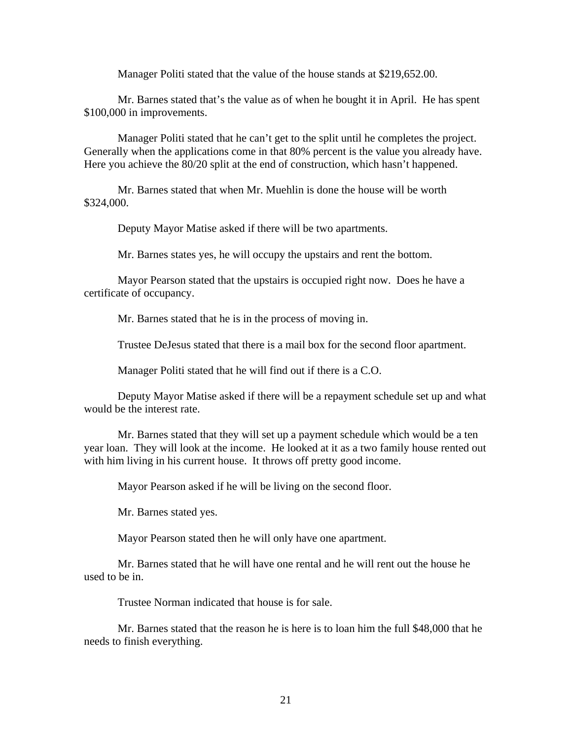Manager Politi stated that the value of the house stands at $219,652.00.

Mr. Barnes stated that's the value as of when he bought it in April. He has spent $100,000 in improvements.

Manager Politi stated that he can't get to the split until he completes the project. Generally when the applications come in that 80% percent is the value you already have. Here you achieve the 80/20 split at the end of construction, which hasn't happened.

Mr. Barnes stated that when Mr. Muehlin is done the house will be worth $324,000.

Deputy Mayor Matise asked if there will be two apartments.

Mr. Barnes states yes, he will occupy the upstairs and rent the bottom.

Mayor Pearson stated that the upstairs is occupied right now. Does he have a certificate of occupancy.

Mr. Barnes stated that he is in the process of moving in.

Trustee DeJesus stated that there is a mail box for the second floor apartment.

Manager Politi stated that he will find out if there is a C.O.

Deputy Mayor Matise asked if there will be a repayment schedule set up and what would be the interest rate.

Mr. Barnes stated that they will set up a payment schedule which would be a ten year loan. They will look at the income. He looked at it as a two family house rented out with him living in his current house. It throws off pretty good income.

Mayor Pearson asked if he will be living on the second floor.

Mr. Barnes stated yes.

Mayor Pearson stated then he will only have one apartment.

Mr. Barnes stated that he will have one rental and he will rent out the house he used to be in.

Trustee Norman indicated that house is for sale.

Mr. Barnes stated that the reason he is here is to loan him the full $48,000 that he needs to finish everything.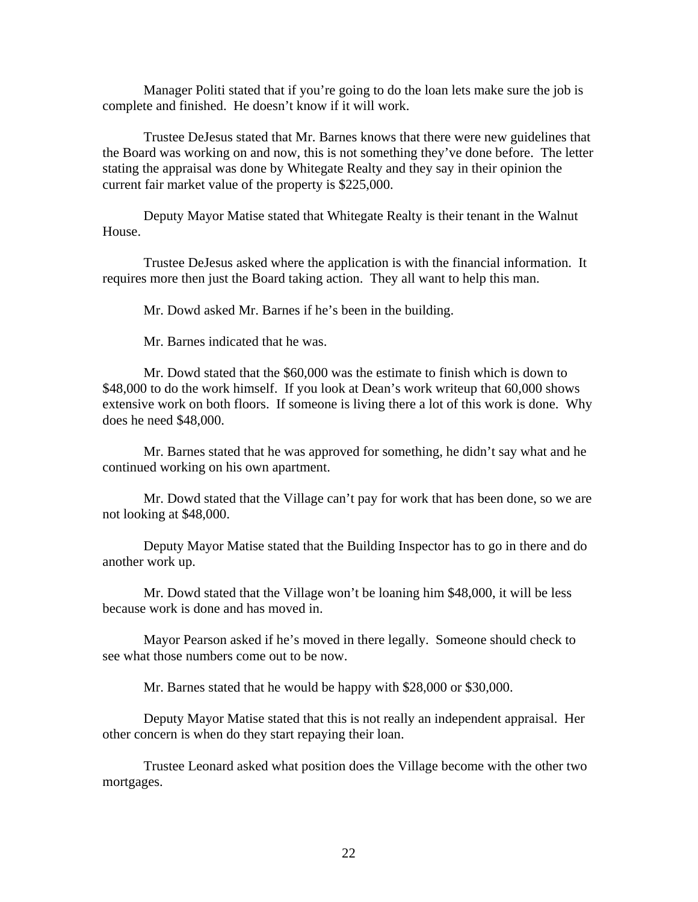Manager Politi stated that if you're going to do the loan lets make sure the job is complete and finished. He doesn't know if it will work.

Trustee DeJesus stated that Mr. Barnes knows that there were new guidelines that the Board was working on and now, this is not something they've done before. The letter stating the appraisal was done by Whitegate Realty and they say in their opinion the current fair market value of the property is $225,000.

Deputy Mayor Matise stated that Whitegate Realty is their tenant in the Walnut House.

Trustee DeJesus asked where the application is with the financial information. It requires more then just the Board taking action. They all want to help this man.

Mr. Dowd asked Mr. Barnes if he's been in the building.

Mr. Barnes indicated that he was.

Mr. Dowd stated that the $60,000 was the estimate to finish which is down to $48,000 to do the work himself. If you look at Dean's work writeup that 60,000 shows extensive work on both floors. If someone is living there a lot of this work is done. Why does he need $48,000.

Mr. Barnes stated that he was approved for something, he didn't say what and he continued working on his own apartment.

Mr. Dowd stated that the Village can't pay for work that has been done, so we are not looking at $48,000.

Deputy Mayor Matise stated that the Building Inspector has to go in there and do another work up.

Mr. Dowd stated that the Village won't be loaning him $48,000, it will be less because work is done and has moved in.

Mayor Pearson asked if he's moved in there legally. Someone should check to see what those numbers come out to be now.

Mr. Barnes stated that he would be happy with $28,000 or $30,000.

Deputy Mayor Matise stated that this is not really an independent appraisal. Her other concern is when do they start repaying their loan.

Trustee Leonard asked what position does the Village become with the other two mortgages.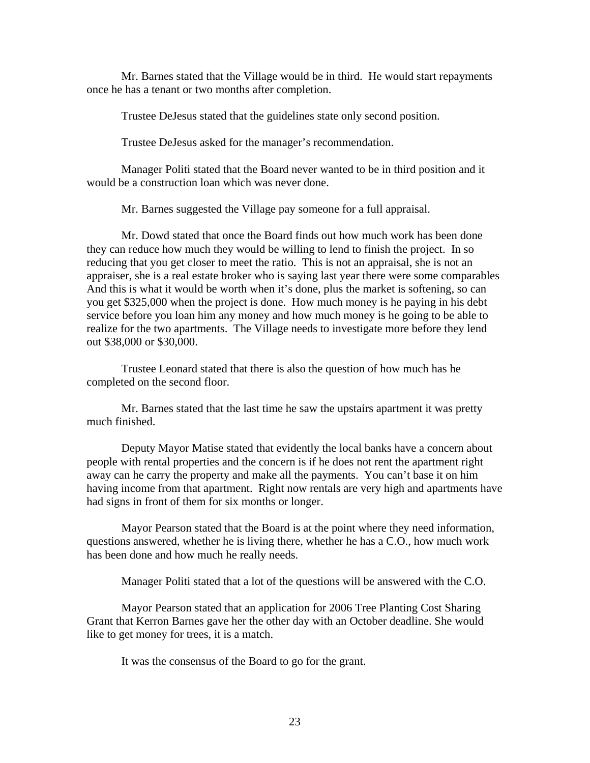Mr. Barnes stated that the Village would be in third. He would start repayments once he has a tenant or two months after completion.

Trustee DeJesus stated that the guidelines state only second position.

Trustee DeJesus asked for the manager's recommendation.

Manager Politi stated that the Board never wanted to be in third position and it would be a construction loan which was never done.

Mr. Barnes suggested the Village pay someone for a full appraisal.

Mr. Dowd stated that once the Board finds out how much work has been done they can reduce how much they would be willing to lend to finish the project. In so reducing that you get closer to meet the ratio. This is not an appraisal, she is not an appraiser, she is a real estate broker who is saying last year there were some comparables And this is what it would be worth when it's done, plus the market is softening, so can you get $325,000 when the project is done. How much money is he paying in his debt service before you loan him any money and how much money is he going to be able to realize for the two apartments. The Village needs to investigate more before they lend out $38,000 or $30,000.

Trustee Leonard stated that there is also the question of how much has he completed on the second floor.

Mr. Barnes stated that the last time he saw the upstairs apartment it was pretty much finished.

Deputy Mayor Matise stated that evidently the local banks have a concern about people with rental properties and the concern is if he does not rent the apartment right away can he carry the property and make all the payments. You can't base it on him having income from that apartment. Right now rentals are very high and apartments have had signs in front of them for six months or longer.

Mayor Pearson stated that the Board is at the point where they need information, questions answered, whether he is living there, whether he has a C.O., how much work has been done and how much he really needs.

Manager Politi stated that a lot of the questions will be answered with the C.O.

Mayor Pearson stated that an application for 2006 Tree Planting Cost Sharing Grant that Kerron Barnes gave her the other day with an October deadline. She would like to get money for trees, it is a match.

It was the consensus of the Board to go for the grant.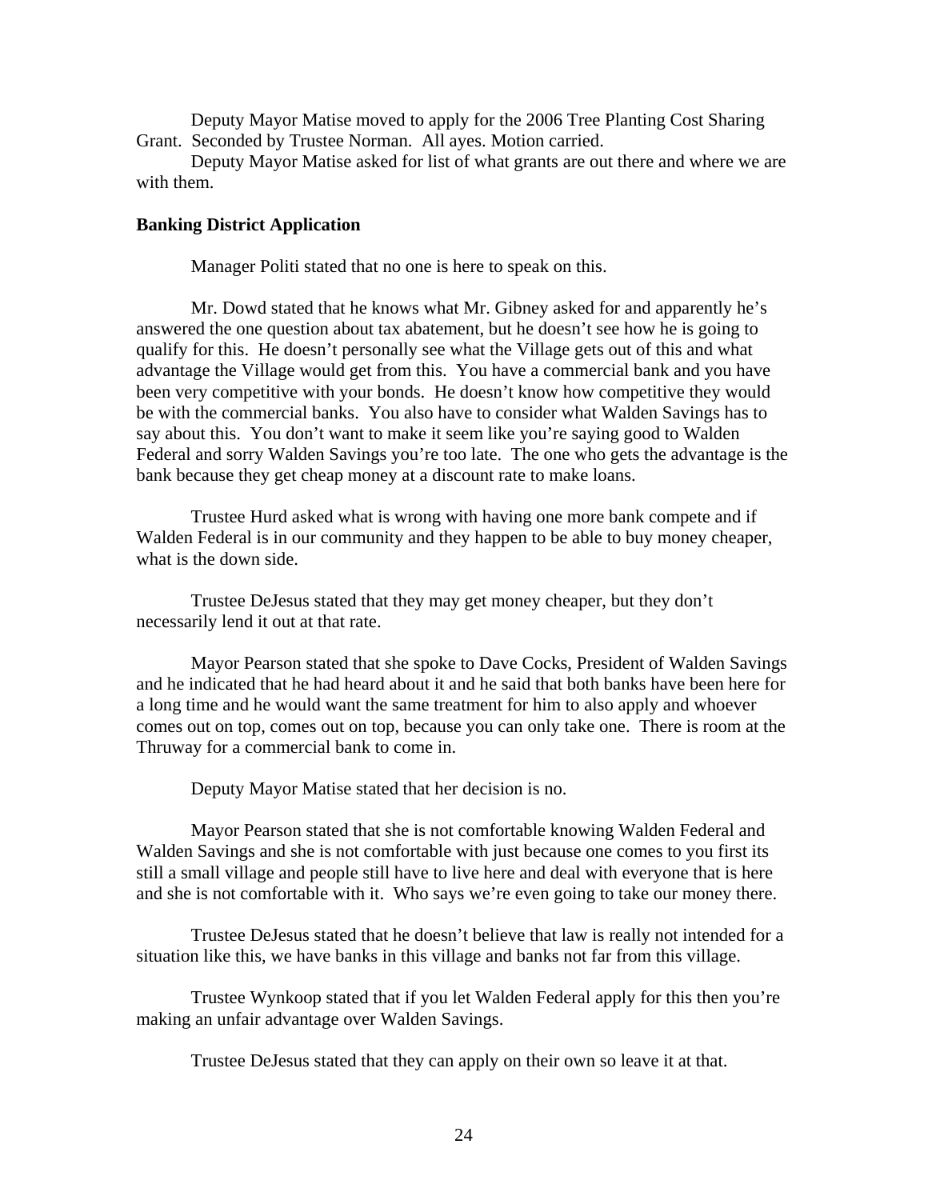Deputy Mayor Matise moved to apply for the 2006 Tree Planting Cost Sharing Grant. Seconded by Trustee Norman. All ayes. Motion carried.

Deputy Mayor Matise asked for list of what grants are out there and where we are with them.

**Banking District Application**

Manager Politi stated that no one is here to speak on this.

Mr. Dowd stated that he knows what Mr. Gibney asked for and apparently he's answered the one question about tax abatement, but he doesn't see how he is going to qualify for this. He doesn't personally see what the Village gets out of this and what advantage the Village would get from this. You have a commercial bank and you have been very competitive with your bonds. He doesn't know how competitive they would be with the commercial banks. You also have to consider what Walden Savings has to say about this. You don't want to make it seem like you're saying good to Walden Federal and sorry Walden Savings you're too late. The one who gets the advantage is the bank because they get cheap money at a discount rate to make loans.

Trustee Hurd asked what is wrong with having one more bank compete and if Walden Federal is in our community and they happen to be able to buy money cheaper, what is the down side.

Trustee DeJesus stated that they may get money cheaper, but they don't necessarily lend it out at that rate.

Mayor Pearson stated that she spoke to Dave Cocks, President of Walden Savings and he indicated that he had heard about it and he said that both banks have been here for a long time and he would want the same treatment for him to also apply and whoever comes out on top, comes out on top, because you can only take one. There is room at the Thruway for a commercial bank to come in.

Deputy Mayor Matise stated that her decision is no.

Mayor Pearson stated that she is not comfortable knowing Walden Federal and Walden Savings and she is not comfortable with just because one comes to you first its still a small village and people still have to live here and deal with everyone that is here and she is not comfortable with it. Who says we're even going to take our money there.

Trustee DeJesus stated that he doesn't believe that law is really not intended for a situation like this, we have banks in this village and banks not far from this village.

Trustee Wynkoop stated that if you let Walden Federal apply for this then you're making an unfair advantage over Walden Savings.

Trustee DeJesus stated that they can apply on their own so leave it at that.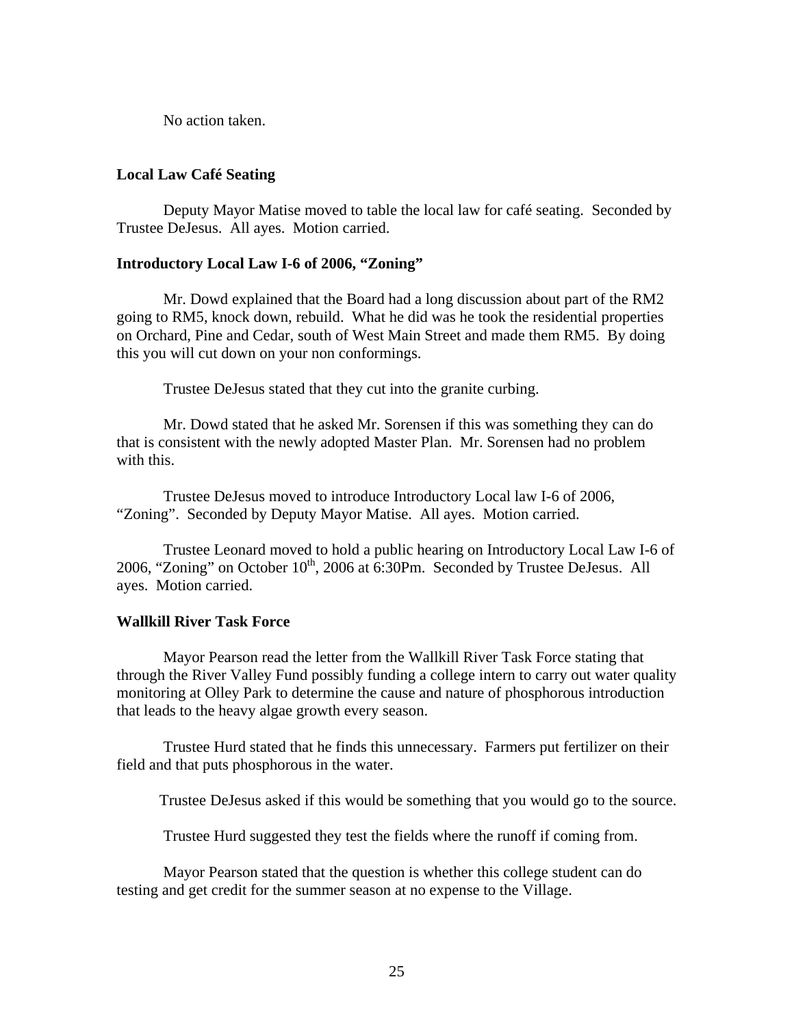No action taken.

**Local Law Café Seating**

Deputy Mayor Matise moved to table the local law for café seating. Seconded by Trustee DeJesus. All ayes. Motion carried.

**Introductory Local Law I-6 of 2006, "Zoning"**

Mr. Dowd explained that the Board had a long discussion about part of the RM2 going to RM5, knock down, rebuild. What he did was he took the residential properties on Orchard, Pine and Cedar, south of West Main Street and made them RM5. By doing this you will cut down on your non conformings.

Trustee DeJesus stated that they cut into the granite curbing.

Mr. Dowd stated that he asked Mr. Sorensen if this was something they can do that is consistent with the newly adopted Master Plan. Mr. Sorensen had no problem with this.

Trustee DeJesus moved to introduce Introductory Local law I-6 of 2006, "Zoning". Seconded by Deputy Mayor Matise. All ayes. Motion carried.

Trustee Leonard moved to hold a public hearing on Introductory Local Law I-6 of 2006, "Zoning" on October 10th, 2006 at 6:30Pm. Seconded by Trustee DeJesus. All ayes. Motion carried.

**Wallkill River Task Force**

Mayor Pearson read the letter from the Wallkill River Task Force stating that through the River Valley Fund possibly funding a college intern to carry out water quality monitoring at Olley Park to determine the cause and nature of phosphorous introduction that leads to the heavy algae growth every season.

Trustee Hurd stated that he finds this unnecessary. Farmers put fertilizer on their field and that puts phosphorous in the water.

Trustee DeJesus asked if this would be something that you would go to the source.

Trustee Hurd suggested they test the fields where the runoff if coming from.

Mayor Pearson stated that the question is whether this college student can do testing and get credit for the summer season at no expense to the Village.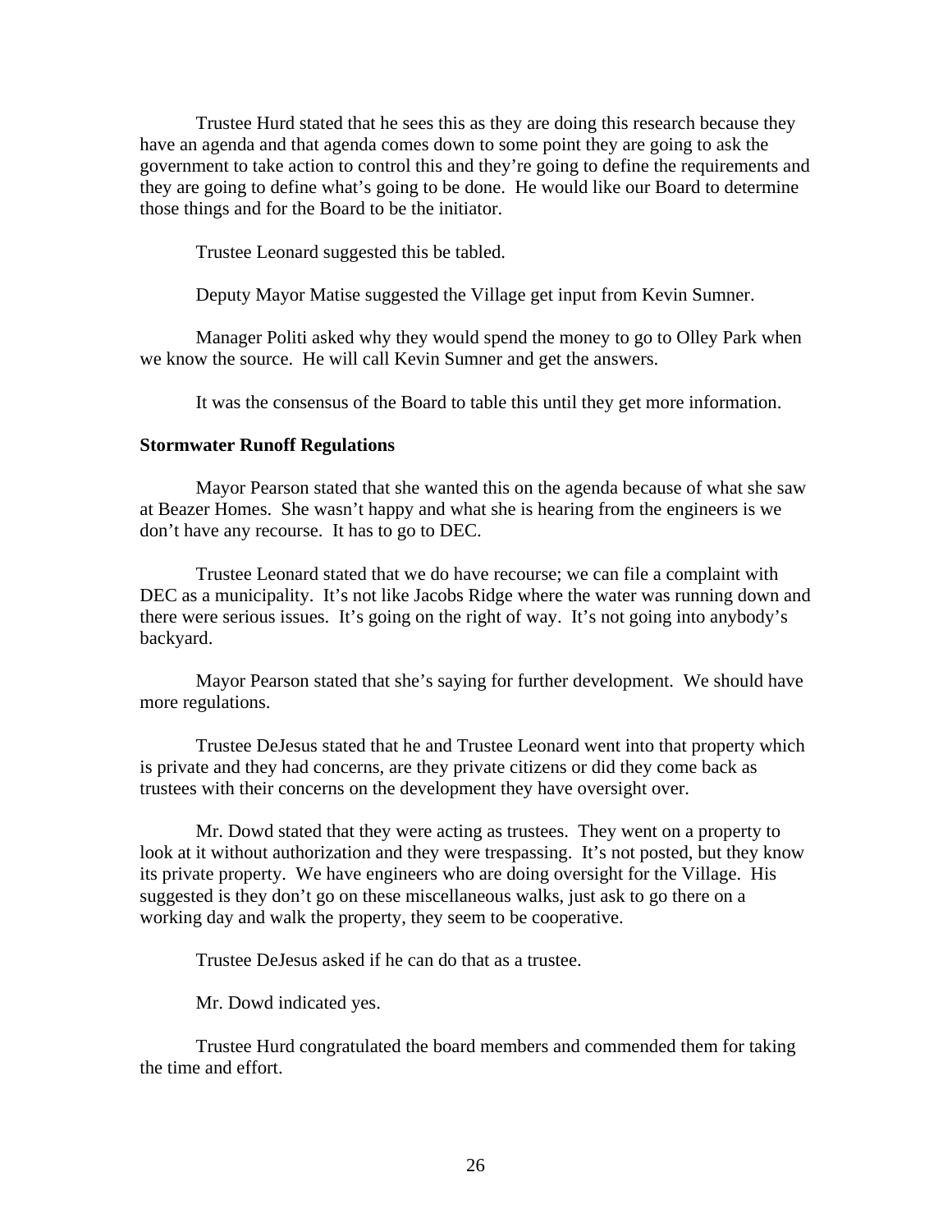Trustee Hurd stated that he sees this as they are doing this research because they have an agenda and that agenda comes down to some point they are going to ask the government to take action to control this and they're going to define the requirements and they are going to define what's going to be done. He would like our Board to determine those things and for the Board to be the initiator.

Trustee Leonard suggested this be tabled.

Deputy Mayor Matise suggested the Village get input from Kevin Sumner.

Manager Politi asked why they would spend the money to go to Olley Park when we know the source. He will call Kevin Sumner and get the answers.

It was the consensus of the Board to table this until they get more information.

**Stormwater Runoff Regulations**

Mayor Pearson stated that she wanted this on the agenda because of what she saw at Beazer Homes. She wasn't happy and what she is hearing from the engineers is we don't have any recourse. It has to go to DEC.

Trustee Leonard stated that we do have recourse; we can file a complaint with DEC as a municipality. It's not like Jacobs Ridge where the water was running down and there were serious issues. It's going on the right of way. It's not going into anybody's backyard.

Mayor Pearson stated that she's saying for further development. We should have more regulations.

Trustee DeJesus stated that he and Trustee Leonard went into that property which is private and they had concerns, are they private citizens or did they come back as trustees with their concerns on the development they have oversight over.

Mr. Dowd stated that they were acting as trustees. They went on a property to look at it without authorization and they were trespassing. It's not posted, but they know its private property. We have engineers who are doing oversight for the Village. His suggested is they don't go on these miscellaneous walks, just ask to go there on a working day and walk the property, they seem to be cooperative.

Trustee DeJesus asked if he can do that as a trustee.

Mr. Dowd indicated yes.

Trustee Hurd congratulated the board members and commended them for taking the time and effort.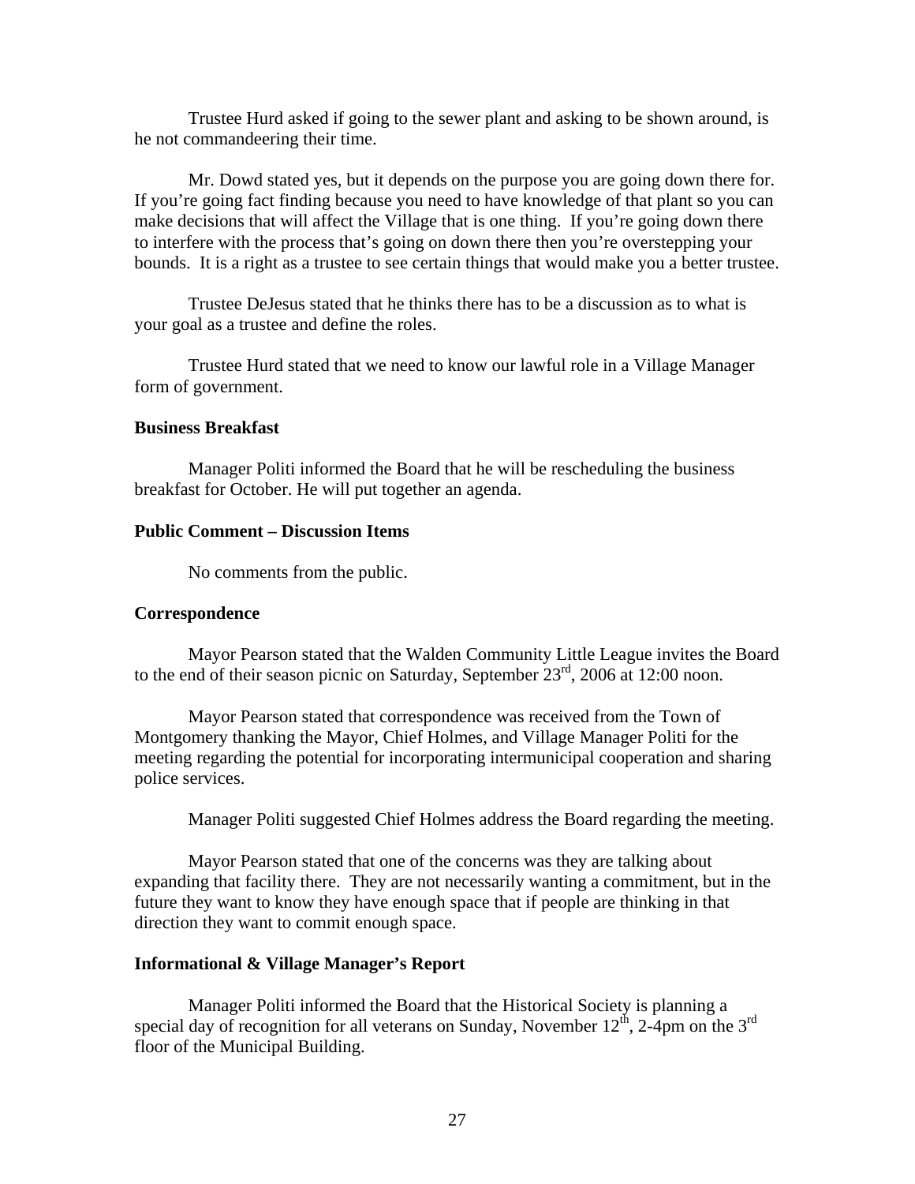Trustee Hurd asked if going to the sewer plant and asking to be shown around, is he not commandeering their time.

Mr. Dowd stated yes, but it depends on the purpose you are going down there for. If you're going fact finding because you need to have knowledge of that plant so you can make decisions that will affect the Village that is one thing. If you're going down there to interfere with the process that's going on down there then you're overstepping your bounds. It is a right as a trustee to see certain things that would make you a better trustee.

Trustee DeJesus stated that he thinks there has to be a discussion as to what is your goal as a trustee and define the roles.

Trustee Hurd stated that we need to know our lawful role in a Village Manager form of government.

**Business Breakfast**

Manager Politi informed the Board that he will be rescheduling the business breakfast for October. He will put together an agenda.

**Public Comment – Discussion Items**

No comments from the public.

**Correspondence**

Mayor Pearson stated that the Walden Community Little League invites the Board to the end of their season picnic on Saturday, September 23rd, 2006 at 12:00 noon.

Mayor Pearson stated that correspondence was received from the Town of Montgomery thanking the Mayor, Chief Holmes, and Village Manager Politi for the meeting regarding the potential for incorporating intermunicipal cooperation and sharing police services.

Manager Politi suggested Chief Holmes address the Board regarding the meeting.

Mayor Pearson stated that one of the concerns was they are talking about expanding that facility there. They are not necessarily wanting a commitment, but in the future they want to know they have enough space that if people are thinking in that direction they want to commit enough space.

**Informational & Village Manager's Report**

Manager Politi informed the Board that the Historical Society is planning a special day of recognition for all veterans on Sunday, November 12th, 2-4pm on the 3rd floor of the Municipal Building.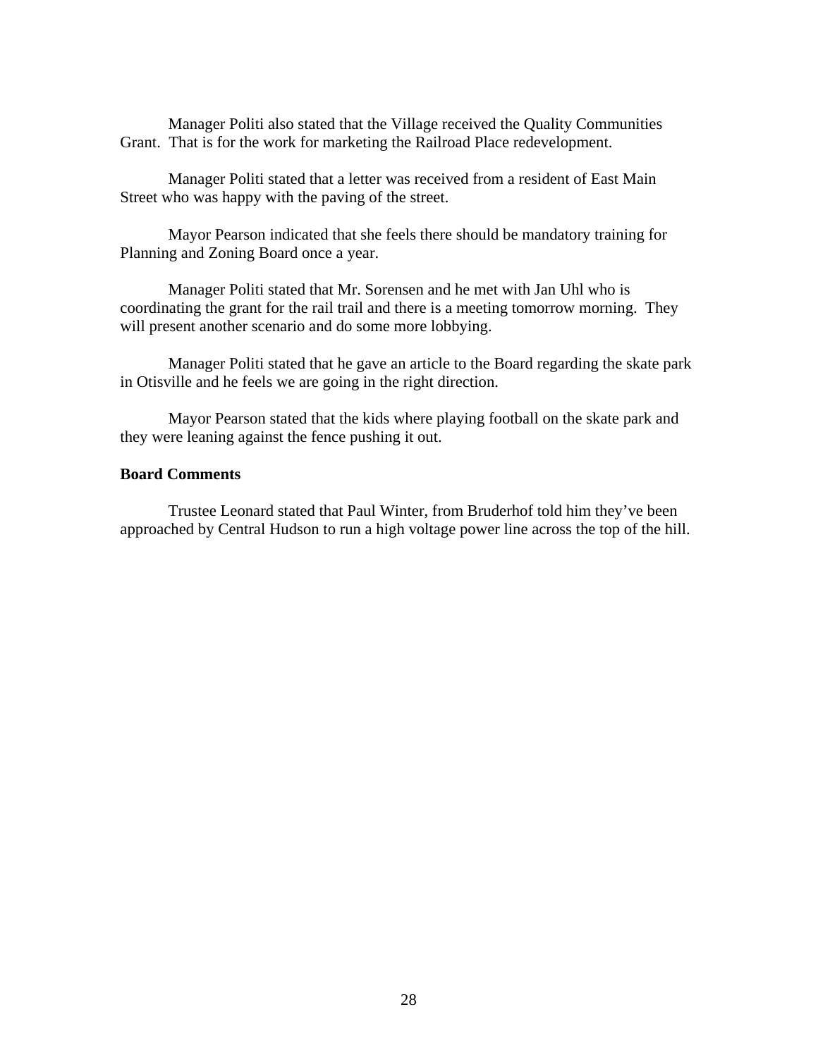Manager Politi also stated that the Village received the Quality Communities Grant. That is for the work for marketing the Railroad Place redevelopment.

Manager Politi stated that a letter was received from a resident of East Main Street who was happy with the paving of the street.

Mayor Pearson indicated that she feels there should be mandatory training for Planning and Zoning Board once a year.

Manager Politi stated that Mr. Sorensen and he met with Jan Uhl who is coordinating the grant for the rail trail and there is a meeting tomorrow morning. They will present another scenario and do some more lobbying.

Manager Politi stated that he gave an article to the Board regarding the skate park in Otisville and he feels we are going in the right direction.

Mayor Pearson stated that the kids where playing football on the skate park and they were leaning against the fence pushing it out.

**Board Comments**

Trustee Leonard stated that Paul Winter, from Bruderhof told him they've been approached by Central Hudson to run a high voltage power line across the top of the hill.